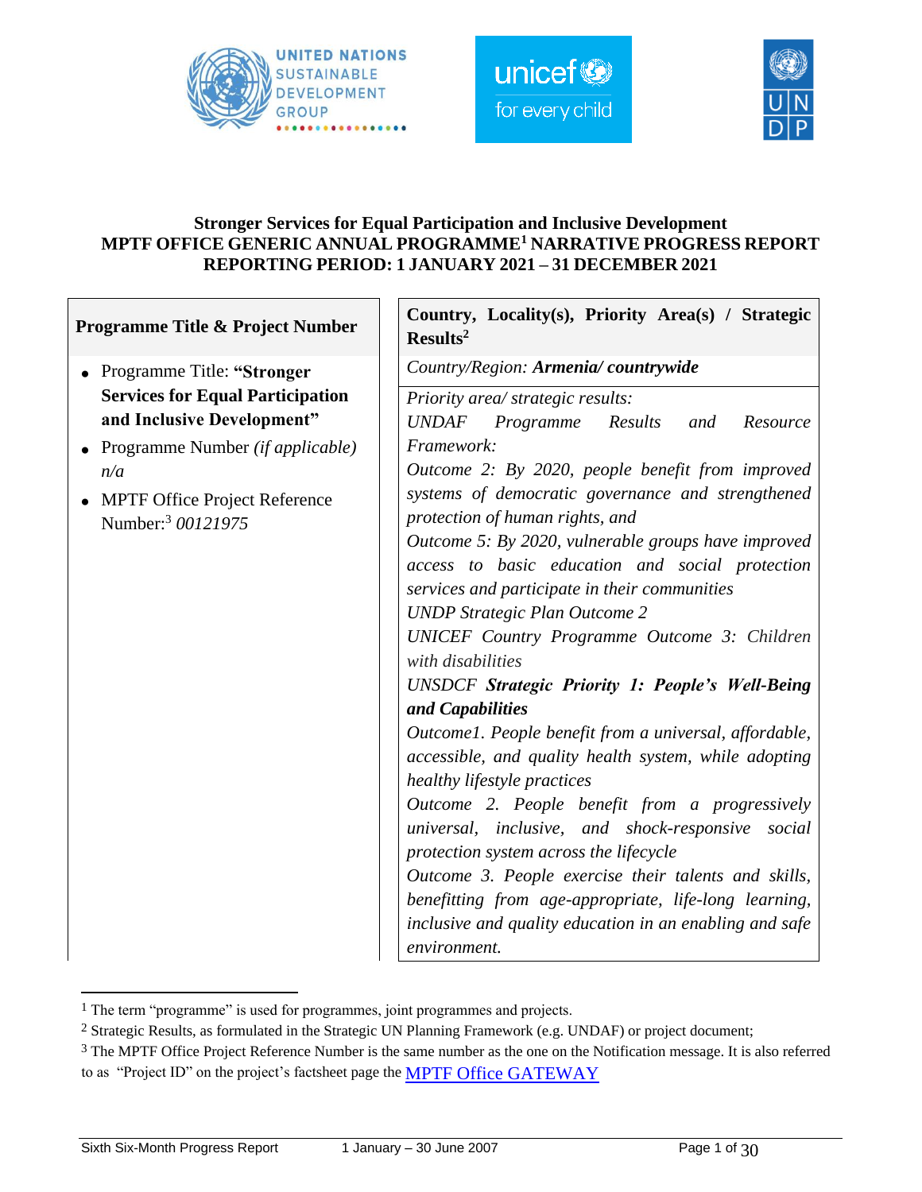# Stronger Services for Equal Participation and Inclusive Development
## MPTF OFFICE GENERIC ANNUAL PROGRAMME[1] NARRATIVE PROGRESS REPORT
## REPORTING PERIOD: 1 JANUARY 2021 – 31 DECEMBER 2021

| Programme Title & Project Number | Country, Locality(s), Priority Area(s) / Strategic Results[2] |
|---|---|
| • Programme Title: **"Stronger Services for Equal Participation and Inclusive Development"**<br>• Programme Number *(if applicable)* *n/a*<br>• MPTF Office Project Reference Number:[3] *00121975* | *Country/Region:* ***Armenia/ countrywide***<br><br>*Priority area/ strategic results:*<br>*UNDAF Programme Results and Resource Framework:*<br>*Outcome 2: By 2020, people benefit from improved systems of democratic governance and strengthened protection of human rights, and*<br>*Outcome 5: By 2020, vulnerable groups have improved access to basic education and social protection services and participate in their communities*<br>*UNDP Strategic Plan Outcome 2*<br>*UNICEF Country Programme Outcome 3: Children with disabilities*<br>*UNSDCF* ***Strategic Priority 1: People's Well-Being and Capabilities***<br>*Outcome1. People benefit from a universal, affordable, accessible, and quality health system, while adopting healthy lifestyle practices*<br>*Outcome 2. People benefit from a progressively universal, inclusive, and shock-responsive social protection system across the lifecycle*<br>*Outcome 3. People exercise their talents and skills, benefitting from age-appropriate, life-long learning, inclusive and quality education in an enabling and safe environment.* |

[1] The term "programme" is used for programmes, joint programmes and projects.

[2] Strategic Results, as formulated in the Strategic UN Planning Framework (e.g. UNDAF) or project document;

[3] The MPTF Office Project Reference Number is the same number as the one on the Notification message. It is also referred to as "Project ID" on the project's factsheet page the MPTF Office GATEWAY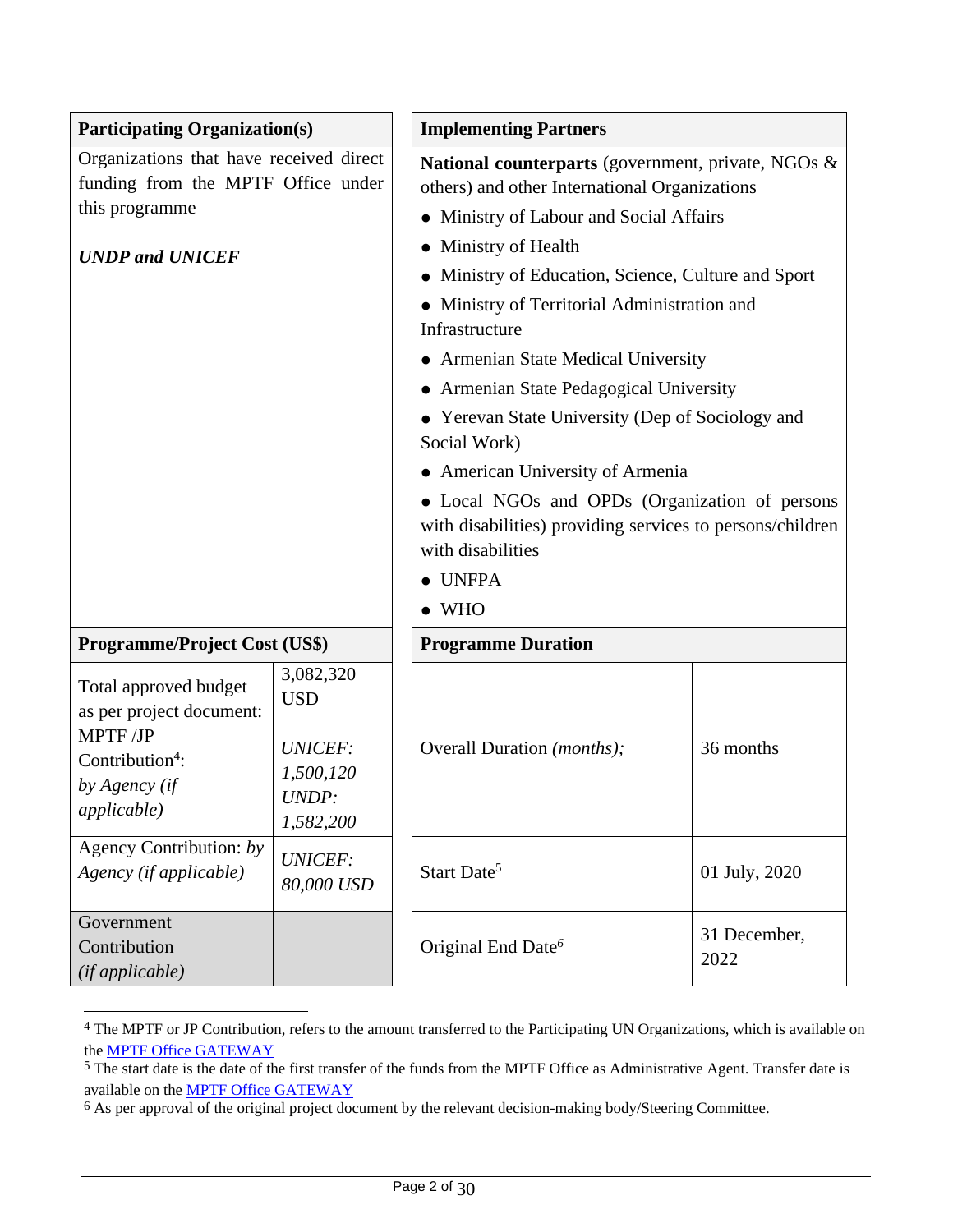| **Participating Organization(s)** | |
|---|---|
| Organizations that have received direct funding from the MPTF Office under this programme<br><br>***UNDP and UNICEF*** | |
| **Programme/Project Cost (US$)** | |
| Total approved budget as per project document: MPTF /JP Contribution[4]: *by Agency (if applicable)* | 3,082,320 USD<br><br>*UNICEF: 1,500,120*<br>*UNDP: 1,582,200* |
| Agency Contribution: *by Agency (if applicable)* | *UNICEF: 80,000 USD* |
| Government Contribution *(if applicable)* | |

| **Implementing Partners** | |
|---|---|
| **National counterparts** (government, private, NGOs & others) and other International Organizations<br>• Ministry of Labour and Social Affairs<br>• Ministry of Health<br>• Ministry of Education, Science, Culture and Sport<br>• Ministry of Territorial Administration and Infrastructure<br>• Armenian State Medical University<br>• Armenian State Pedagogical University<br>• Yerevan State University (Dep of Sociology and Social Work)<br>• American University of Armenia<br>• Local NGOs and OPDs (Organization of persons with disabilities) providing services to persons/children with disabilities<br>• UNFPA<br>• WHO | |
| **Programme Duration** | |
| Overall Duration *(months)*; | 36 months |
| Start Date[5] | 01 July, 2020 |
| Original End Date[6] | 31 December, 2022 |

[4] The MPTF or JP Contribution, refers to the amount transferred to the Participating UN Organizations, which is available on the MPTF Office GATEWAY

[5] The start date is the date of the first transfer of the funds from the MPTF Office as Administrative Agent. Transfer date is available on the MPTF Office GATEWAY

[6] As per approval of the original project document by the relevant decision-making body/Steering Committee.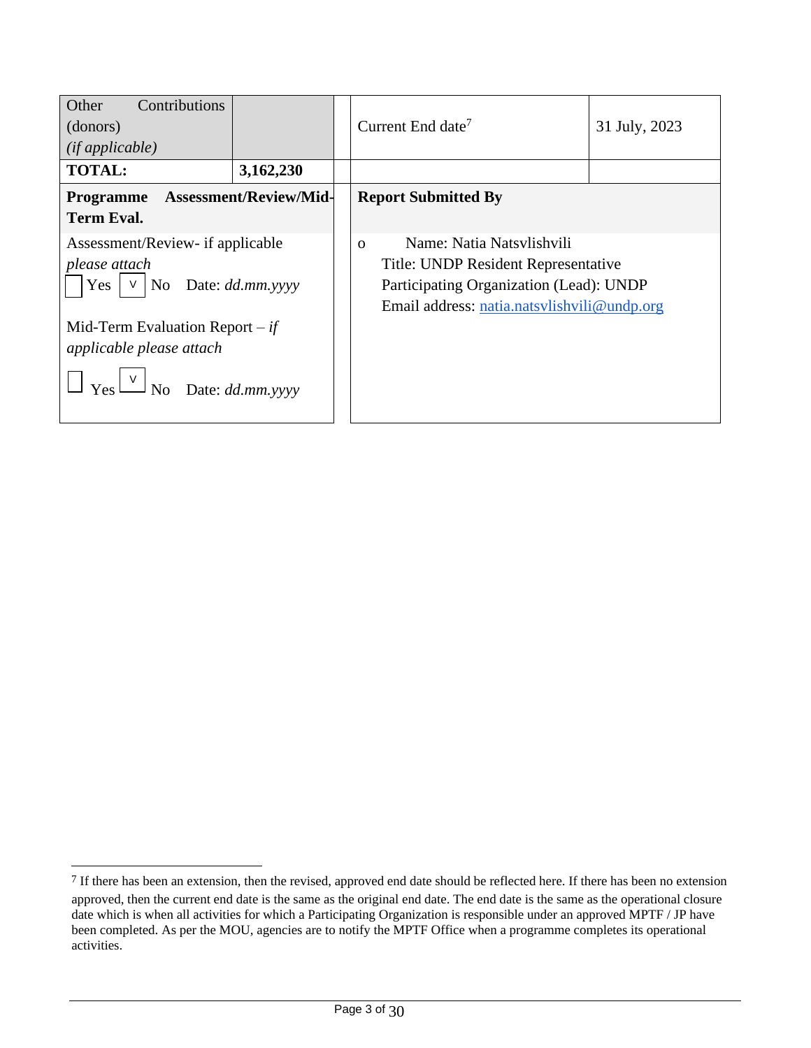| Other Contributions (donors) *(if applicable)* | | | Current End date[7] | 31 July, 2023 |
|---|---|---|---|---|
| **TOTAL:** | **3,162,230** | | | |

| **Programme Assessment/Review/Mid-Term Eval.** | **Report Submitted By** |
|---|---|
| Assessment/Review- if applicable *please attach*<br>☐ Yes ☑ No Date: *dd.mm.yyyy*<br><br>Mid-Term Evaluation Report – *if applicable please attach*<br>☐ Yes ☑ No Date: *dd.mm.yyyy* | o Name: Natia Natsvlishvili<br>Title: UNDP Resident Representative<br>Participating Organization (Lead): UNDP<br>Email address: natia.natsvlishvili@undp.org |

[7] If there has been an extension, then the revised, approved end date should be reflected here. If there has been no extension approved, then the current end date is the same as the original end date. The end date is the same as the operational closure date which is when all activities for which a Participating Organization is responsible under an approved MPTF / JP have been completed. As per the MOU, agencies are to notify the MPTF Office when a programme completes its operational activities.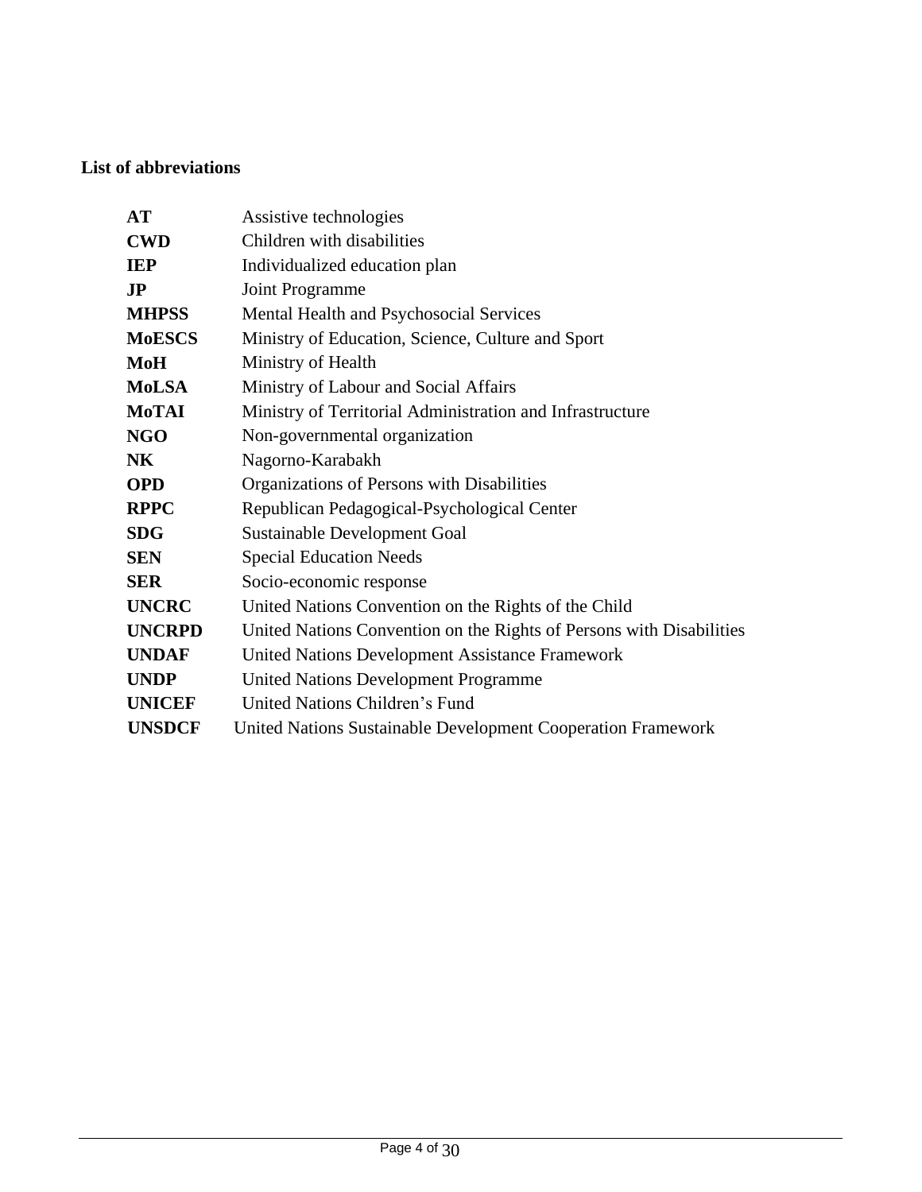**List of abbreviations**

| | |
|---|---|
| **AT** | Assistive technologies |
| **CWD** | Children with disabilities |
| **IEP** | Individualized education plan |
| **JP** | Joint Programme |
| **MHPSS** | Mental Health and Psychosocial Services |
| **MoESCS** | Ministry of Education, Science, Culture and Sport |
| **MoH** | Ministry of Health |
| **MoLSA** | Ministry of Labour and Social Affairs |
| **MoTAI** | Ministry of Territorial Administration and Infrastructure |
| **NGO** | Non-governmental organization |
| **NK** | Nagorno-Karabakh |
| **OPD** | Organizations of Persons with Disabilities |
| **RPPC** | Republican Pedagogical-Psychological Center |
| **SDG** | Sustainable Development Goal |
| **SEN** | Special Education Needs |
| **SER** | Socio-economic response |
| **UNCRC** | United Nations Convention on the Rights of the Child |
| **UNCRPD** | United Nations Convention on the Rights of Persons with Disabilities |
| **UNDAF** | United Nations Development Assistance Framework |
| **UNDP** | United Nations Development Programme |
| **UNICEF** | United Nations Children's Fund |
| **UNSDCF** | United Nations Sustainable Development Cooperation Framework |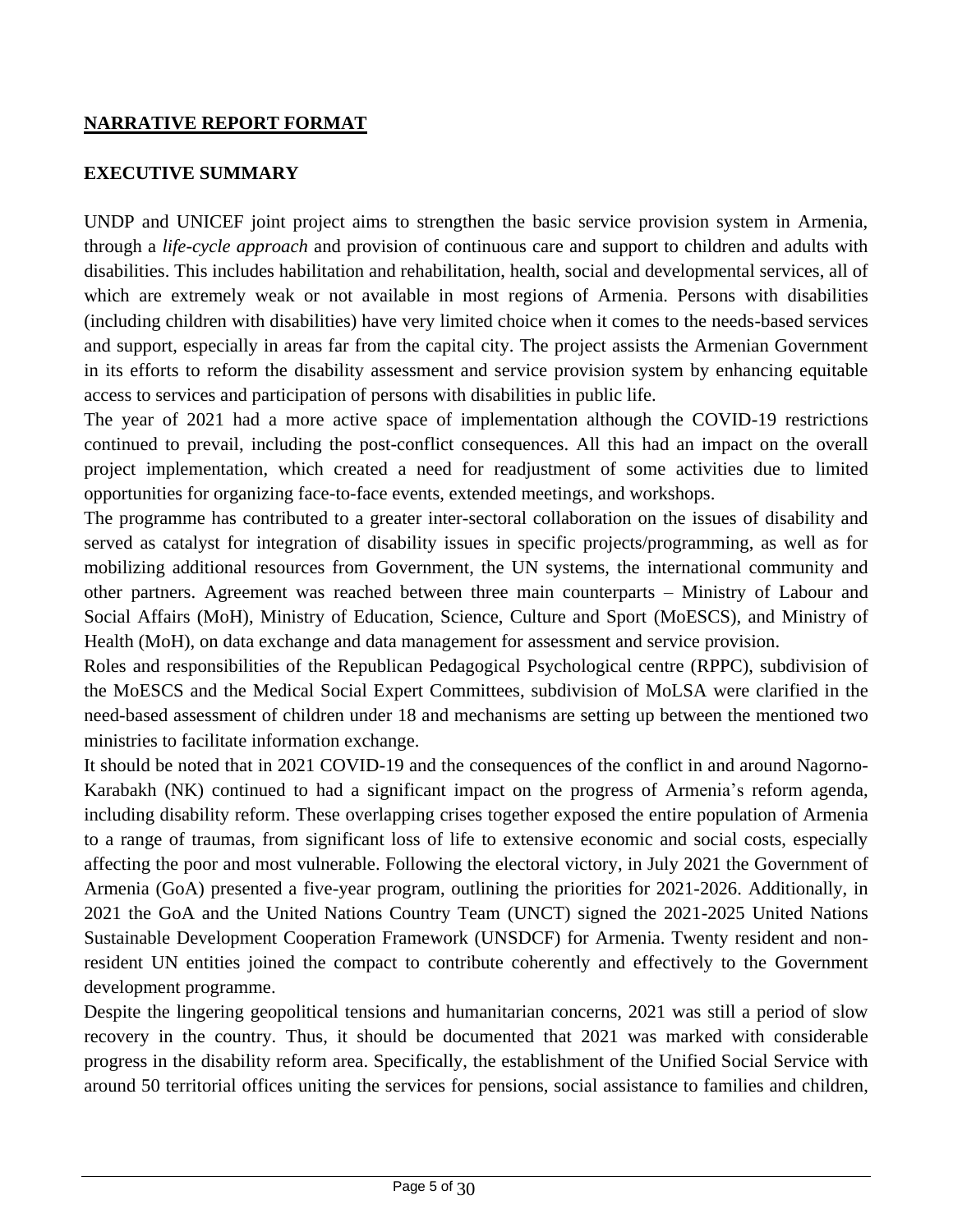## NARRATIVE REPORT FORMAT

### EXECUTIVE SUMMARY

UNDP and UNICEF joint project aims to strengthen the basic service provision system in Armenia, through a *life-cycle approach* and provision of continuous care and support to children and adults with disabilities. This includes habilitation and rehabilitation, health, social and developmental services, all of which are extremely weak or not available in most regions of Armenia. Persons with disabilities (including children with disabilities) have very limited choice when it comes to the needs-based services and support, especially in areas far from the capital city. The project assists the Armenian Government in its efforts to reform the disability assessment and service provision system by enhancing equitable access to services and participation of persons with disabilities in public life.

The year of 2021 had a more active space of implementation although the COVID-19 restrictions continued to prevail, including the post-conflict consequences. All this had an impact on the overall project implementation, which created a need for readjustment of some activities due to limited opportunities for organizing face-to-face events, extended meetings, and workshops.

The programme has contributed to a greater inter-sectoral collaboration on the issues of disability and served as catalyst for integration of disability issues in specific projects/programming, as well as for mobilizing additional resources from Government, the UN systems, the international community and other partners. Agreement was reached between three main counterparts – Ministry of Labour and Social Affairs (MoH), Ministry of Education, Science, Culture and Sport (MoESCS), and Ministry of Health (MoH), on data exchange and data management for assessment and service provision.

Roles and responsibilities of the Republican Pedagogical Psychological centre (RPPC), subdivision of the MoESCS and the Medical Social Expert Committees, subdivision of MoLSA were clarified in the need-based assessment of children under 18 and mechanisms are setting up between the mentioned two ministries to facilitate information exchange.

It should be noted that in 2021 COVID-19 and the consequences of the conflict in and around Nagorno-Karabakh (NK) continued to had a significant impact on the progress of Armenia's reform agenda, including disability reform. These overlapping crises together exposed the entire population of Armenia to a range of traumas, from significant loss of life to extensive economic and social costs, especially affecting the poor and most vulnerable. Following the electoral victory, in July 2021 the Government of Armenia (GoA) presented a five-year program, outlining the priorities for 2021-2026. Additionally, in 2021 the GoA and the United Nations Country Team (UNCT) signed the 2021-2025 United Nations Sustainable Development Cooperation Framework (UNSDCF) for Armenia. Twenty resident and non-resident UN entities joined the compact to contribute coherently and effectively to the Government development programme.

Despite the lingering geopolitical tensions and humanitarian concerns, 2021 was still a period of slow recovery in the country. Thus, it should be documented that 2021 was marked with considerable progress in the disability reform area. Specifically, the establishment of the Unified Social Service with around 50 territorial offices uniting the services for pensions, social assistance to families and children,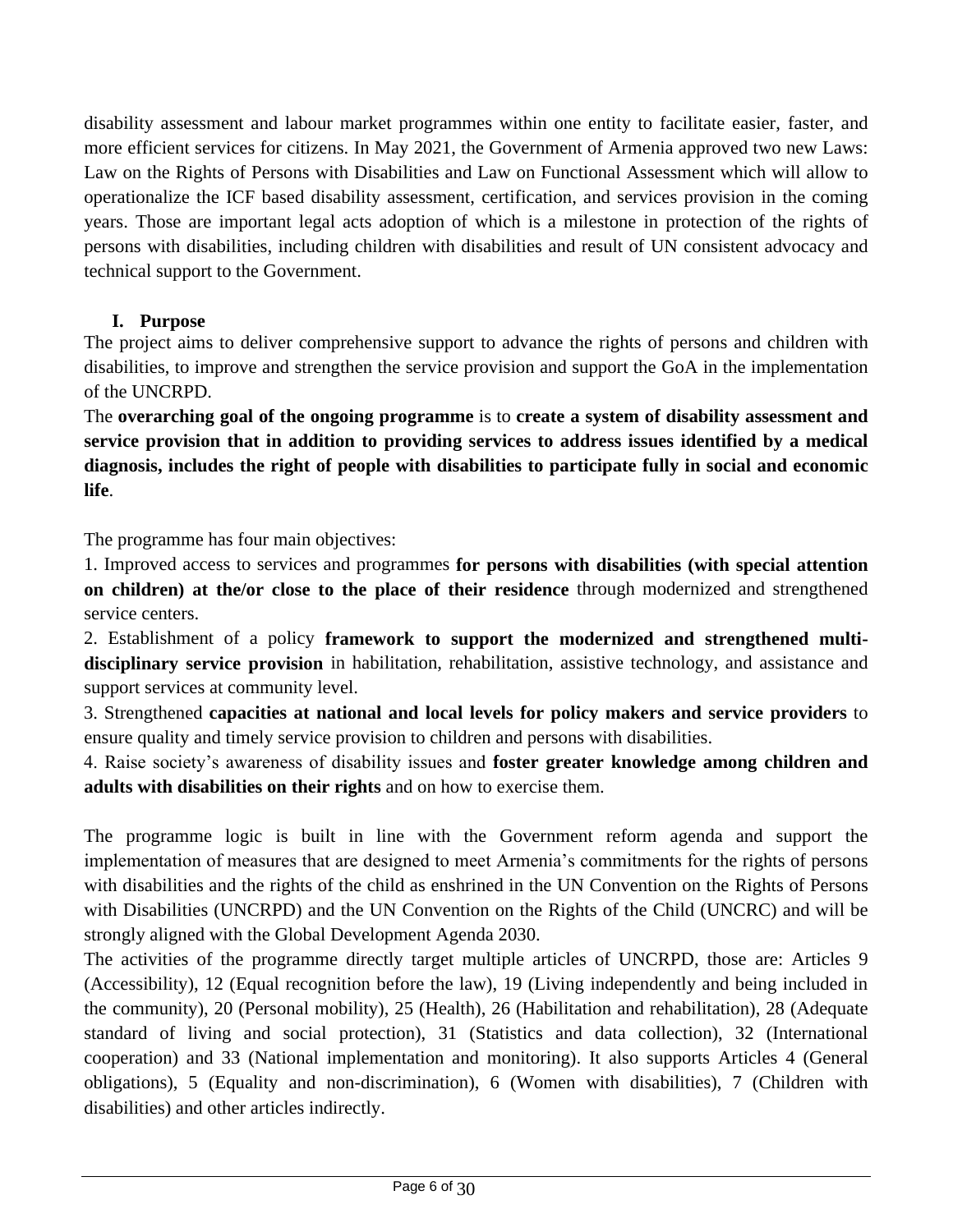disability assessment and labour market programmes within one entity to facilitate easier, faster, and more efficient services for citizens. In May 2021, the Government of Armenia approved two new Laws: Law on the Rights of Persons with Disabilities and Law on Functional Assessment which will allow to operationalize the ICF based disability assessment, certification, and services provision in the coming years. Those are important legal acts adoption of which is a milestone in protection of the rights of persons with disabilities, including children with disabilities and result of UN consistent advocacy and technical support to the Government.

## I. Purpose

The project aims to deliver comprehensive support to advance the rights of persons and children with disabilities, to improve and strengthen the service provision and support the GoA in the implementation of the UNCRPD.

The **overarching goal of the ongoing programme** is to **create a system of disability assessment and service provision that in addition to providing services to address issues identified by a medical diagnosis, includes the right of people with disabilities to participate fully in social and economic life**.

The programme has four main objectives:

1. Improved access to services and programmes **for persons with disabilities (with special attention on children) at the/or close to the place of their residence** through modernized and strengthened service centers.
2. Establishment of a policy **framework to support the modernized and strengthened multi-disciplinary service provision** in habilitation, rehabilitation, assistive technology, and assistance and support services at community level.
3. Strengthened **capacities at national and local levels for policy makers and service providers** to ensure quality and timely service provision to children and persons with disabilities.
4. Raise society's awareness of disability issues and **foster greater knowledge among children and adults with disabilities on their rights** and on how to exercise them.

The programme logic is built in line with the Government reform agenda and support the implementation of measures that are designed to meet Armenia's commitments for the rights of persons with disabilities and the rights of the child as enshrined in the UN Convention on the Rights of Persons with Disabilities (UNCRPD) and the UN Convention on the Rights of the Child (UNCRC) and will be strongly aligned with the Global Development Agenda 2030.

The activities of the programme directly target multiple articles of UNCRPD, those are: Articles 9 (Accessibility), 12 (Equal recognition before the law), 19 (Living independently and being included in the community), 20 (Personal mobility), 25 (Health), 26 (Habilitation and rehabilitation), 28 (Adequate standard of living and social protection), 31 (Statistics and data collection), 32 (International cooperation) and 33 (National implementation and monitoring). It also supports Articles 4 (General obligations), 5 (Equality and non-discrimination), 6 (Women with disabilities), 7 (Children with disabilities) and other articles indirectly.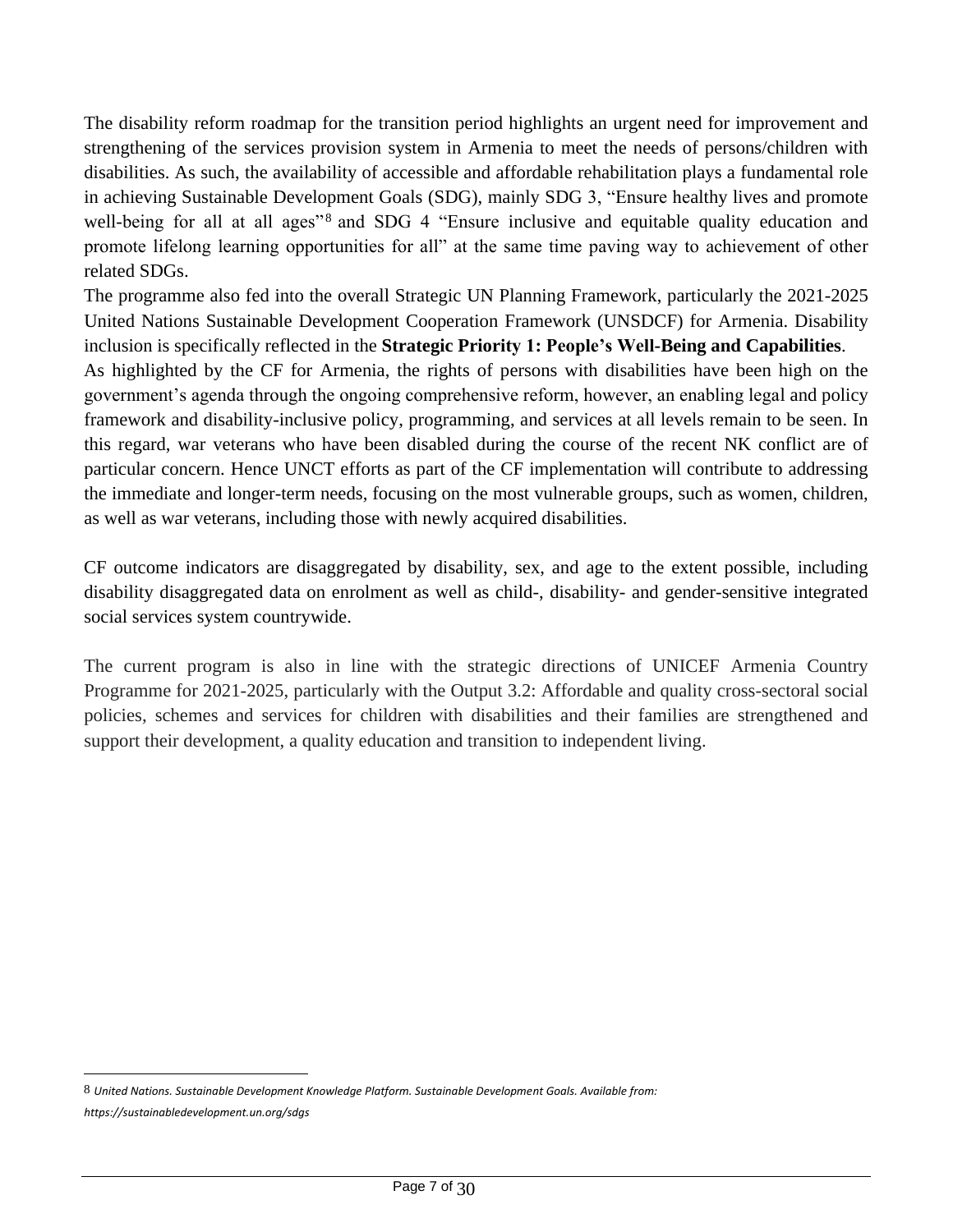The disability reform roadmap for the transition period highlights an urgent need for improvement and strengthening of the services provision system in Armenia to meet the needs of persons/children with disabilities. As such, the availability of accessible and affordable rehabilitation plays a fundamental role in achieving Sustainable Development Goals (SDG), mainly SDG 3, "Ensure healthy lives and promote well-being for all at all ages"[8] and SDG 4 "Ensure inclusive and equitable quality education and promote lifelong learning opportunities for all" at the same time paving way to achievement of other related SDGs.

The programme also fed into the overall Strategic UN Planning Framework, particularly the 2021-2025 United Nations Sustainable Development Cooperation Framework (UNSDCF) for Armenia. Disability inclusion is specifically reflected in the **Strategic Priority 1: People's Well-Being and Capabilities**.

As highlighted by the CF for Armenia, the rights of persons with disabilities have been high on the government's agenda through the ongoing comprehensive reform, however, an enabling legal and policy framework and disability-inclusive policy, programming, and services at all levels remain to be seen. In this regard, war veterans who have been disabled during the course of the recent NK conflict are of particular concern. Hence UNCT efforts as part of the CF implementation will contribute to addressing the immediate and longer-term needs, focusing on the most vulnerable groups, such as women, children, as well as war veterans, including those with newly acquired disabilities.

CF outcome indicators are disaggregated by disability, sex, and age to the extent possible, including disability disaggregated data on enrolment as well as child-, disability- and gender-sensitive integrated social services system countrywide.

The current program is also in line with the strategic directions of UNICEF Armenia Country Programme for 2021-2025, particularly with the Output 3.2: Affordable and quality cross-sectoral social policies, schemes and services for children with disabilities and their families are strengthened and support their development, a quality education and transition to independent living.

---

8 *United Nations. Sustainable Development Knowledge Platform. Sustainable Development Goals. Available from: https://sustainabledevelopment.un.org/sdgs*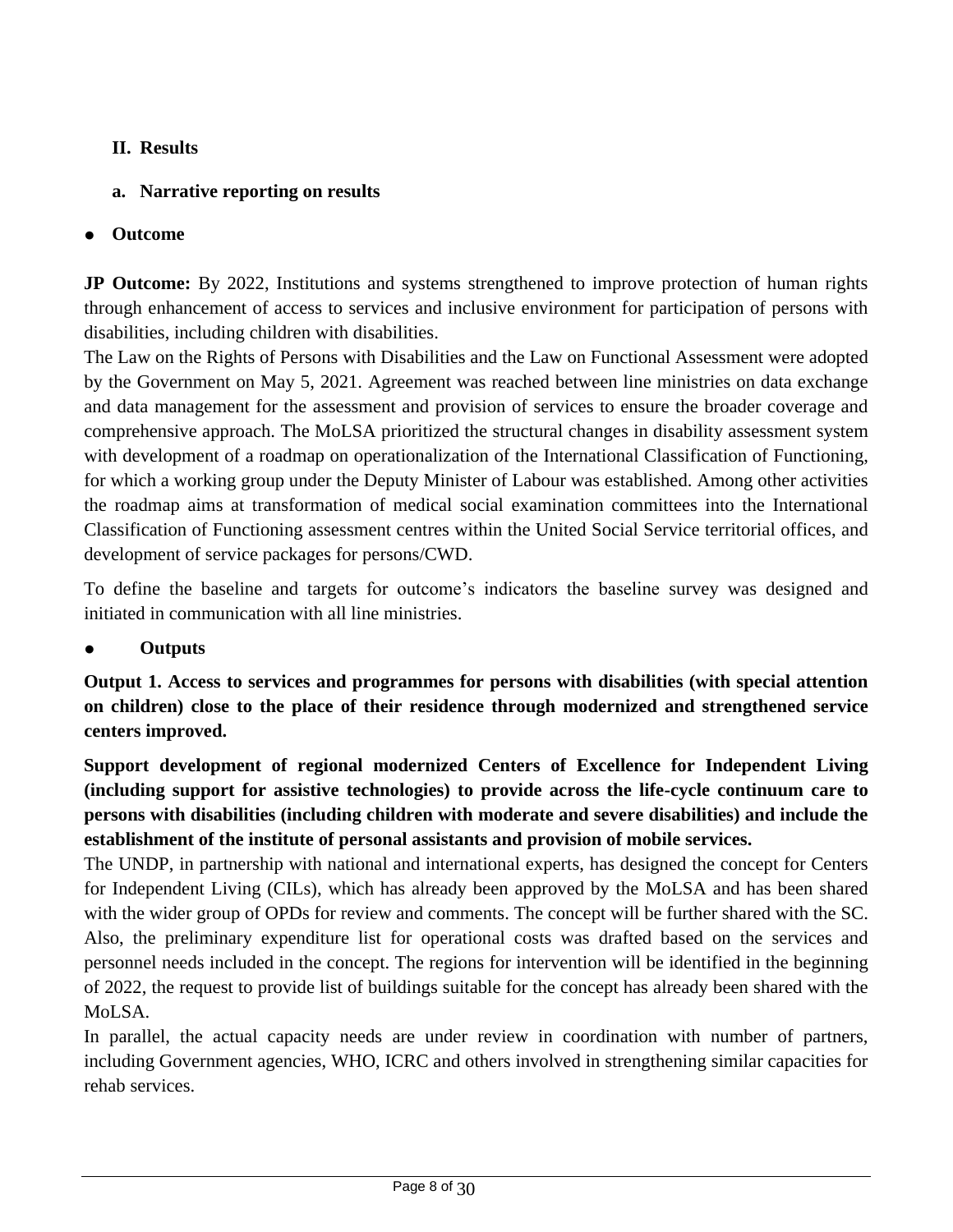## II. Results

### a. Narrative reporting on results

- **Outcome**

**JP Outcome:** By 2022, Institutions and systems strengthened to improve protection of human rights through enhancement of access to services and inclusive environment for participation of persons with disabilities, including children with disabilities.

The Law on the Rights of Persons with Disabilities and the Law on Functional Assessment were adopted by the Government on May 5, 2021. Agreement was reached between line ministries on data exchange and data management for the assessment and provision of services to ensure the broader coverage and comprehensive approach. The MoLSA prioritized the structural changes in disability assessment system with development of a roadmap on operationalization of the International Classification of Functioning, for which a working group under the Deputy Minister of Labour was established. Among other activities the roadmap aims at transformation of medical social examination committees into the International Classification of Functioning assessment centres within the United Social Service territorial offices, and development of service packages for persons/CWD.

To define the baseline and targets for outcome's indicators the baseline survey was designed and initiated in communication with all line ministries.

- **Outputs**

**Output 1. Access to services and programmes for persons with disabilities (with special attention on children) close to the place of their residence through modernized and strengthened service centers improved.**

**Support development of regional modernized Centers of Excellence for Independent Living (including support for assistive technologies) to provide across the life-cycle continuum care to persons with disabilities (including children with moderate and severe disabilities) and include the establishment of the institute of personal assistants and provision of mobile services.**

The UNDP, in partnership with national and international experts, has designed the concept for Centers for Independent Living (CILs), which has already been approved by the MoLSA and has been shared with the wider group of OPDs for review and comments. The concept will be further shared with the SC. Also, the preliminary expenditure list for operational costs was drafted based on the services and personnel needs included in the concept. The regions for intervention will be identified in the beginning of 2022, the request to provide list of buildings suitable for the concept has already been shared with the MoLSA.

In parallel, the actual capacity needs are under review in coordination with number of partners, including Government agencies, WHO, ICRC and others involved in strengthening similar capacities for rehab services.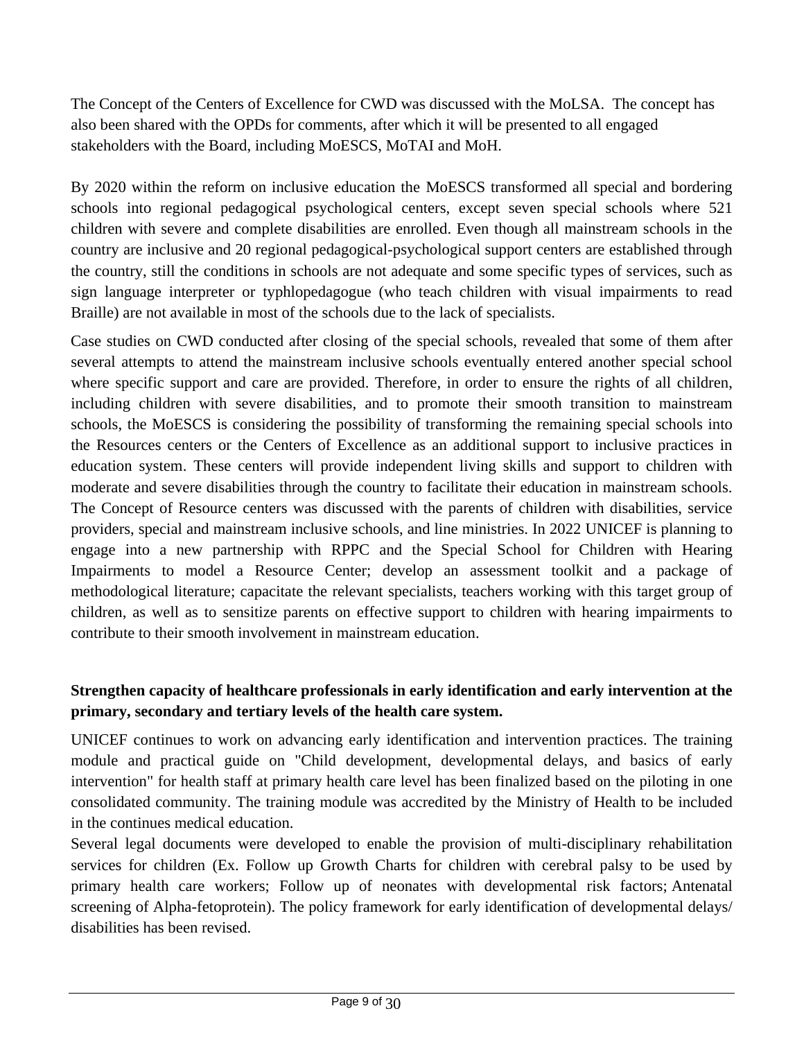The Concept of the Centers of Excellence for CWD was discussed with the MoLSA. The concept has also been shared with the OPDs for comments, after which it will be presented to all engaged stakeholders with the Board, including MoESCS, MoTAI and MoH.

By 2020 within the reform on inclusive education the MoESCS transformed all special and bordering schools into regional pedagogical psychological centers, except seven special schools where 521 children with severe and complete disabilities are enrolled. Even though all mainstream schools in the country are inclusive and 20 regional pedagogical-psychological support centers are established through the country, still the conditions in schools are not adequate and some specific types of services, such as sign language interpreter or typhlopedagogue (who teach children with visual impairments to read Braille) are not available in most of the schools due to the lack of specialists.

Case studies on CWD conducted after closing of the special schools, revealed that some of them after several attempts to attend the mainstream inclusive schools eventually entered another special school where specific support and care are provided. Therefore, in order to ensure the rights of all children, including children with severe disabilities, and to promote their smooth transition to mainstream schools, the MoESCS is considering the possibility of transforming the remaining special schools into the Resources centers or the Centers of Excellence as an additional support to inclusive practices in education system. These centers will provide independent living skills and support to children with moderate and severe disabilities through the country to facilitate their education in mainstream schools. The Concept of Resource centers was discussed with the parents of children with disabilities, service providers, special and mainstream inclusive schools, and line ministries. In 2022 UNICEF is planning to engage into a new partnership with RPPC and the Special School for Children with Hearing Impairments to model a Resource Center; develop an assessment toolkit and a package of methodological literature; capacitate the relevant specialists, teachers working with this target group of children, as well as to sensitize parents on effective support to children with hearing impairments to contribute to their smooth involvement in mainstream education.

**Strengthen capacity of healthcare professionals in early identification and early intervention at the primary, secondary and tertiary levels of the health care system.**

UNICEF continues to work on advancing early identification and intervention practices. The training module and practical guide on "Child development, developmental delays, and basics of early intervention" for health staff at primary health care level has been finalized based on the piloting in one consolidated community. The training module was accredited by the Ministry of Health to be included in the continues medical education.

Several legal documents were developed to enable the provision of multi-disciplinary rehabilitation services for children (Ex. Follow up Growth Charts for children with cerebral palsy to be used by primary health care workers; Follow up of neonates with developmental risk factors; Antenatal screening of Alpha-fetoprotein). The policy framework for early identification of developmental delays/ disabilities has been revised.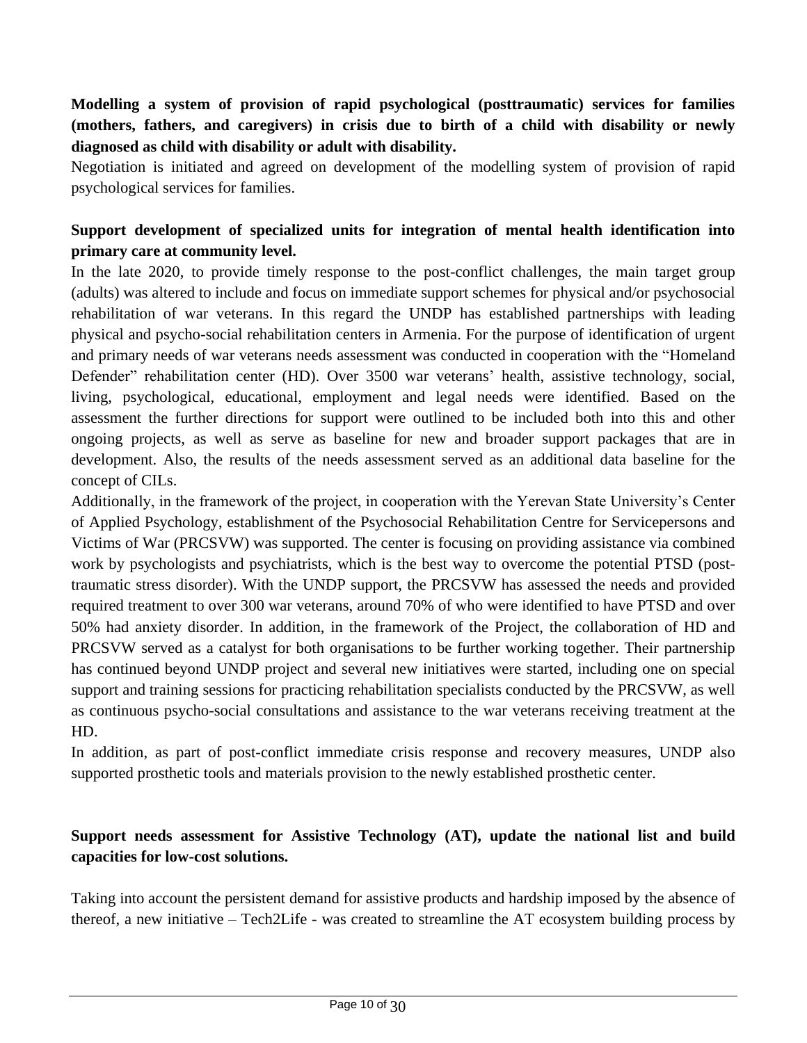**Modelling a system of provision of rapid psychological (posttraumatic) services for families (mothers, fathers, and caregivers) in crisis due to birth of a child with disability or newly diagnosed as child with disability or adult with disability.**

Negotiation is initiated and agreed on development of the modelling system of provision of rapid psychological services for families.

**Support development of specialized units for integration of mental health identification into primary care at community level.**

In the late 2020, to provide timely response to the post-conflict challenges, the main target group (adults) was altered to include and focus on immediate support schemes for physical and/or psychosocial rehabilitation of war veterans. In this regard the UNDP has established partnerships with leading physical and psycho-social rehabilitation centers in Armenia. For the purpose of identification of urgent and primary needs of war veterans needs assessment was conducted in cooperation with the "Homeland Defender" rehabilitation center (HD). Over 3500 war veterans' health, assistive technology, social, living, psychological, educational, employment and legal needs were identified. Based on the assessment the further directions for support were outlined to be included both into this and other ongoing projects, as well as serve as baseline for new and broader support packages that are in development. Also, the results of the needs assessment served as an additional data baseline for the concept of CILs.

Additionally, in the framework of the project, in cooperation with the Yerevan State University's Center of Applied Psychology, establishment of the Psychosocial Rehabilitation Centre for Servicepersons and Victims of War (PRCSVW) was supported. The center is focusing on providing assistance via combined work by psychologists and psychiatrists, which is the best way to overcome the potential PTSD (post-traumatic stress disorder). With the UNDP support, the PRCSVW has assessed the needs and provided required treatment to over 300 war veterans, around 70% of who were identified to have PTSD and over 50% had anxiety disorder. In addition, in the framework of the Project, the collaboration of HD and PRCSVW served as a catalyst for both organisations to be further working together. Their partnership has continued beyond UNDP project and several new initiatives were started, including one on special support and training sessions for practicing rehabilitation specialists conducted by the PRCSVW, as well as continuous psycho-social consultations and assistance to the war veterans receiving treatment at the HD.

In addition, as part of post-conflict immediate crisis response and recovery measures, UNDP also supported prosthetic tools and materials provision to the newly established prosthetic center.

**Support needs assessment for Assistive Technology (AT), update the national list and build capacities for low-cost solutions.**

Taking into account the persistent demand for assistive products and hardship imposed by the absence of thereof, a new initiative – Tech2Life - was created to streamline the AT ecosystem building process by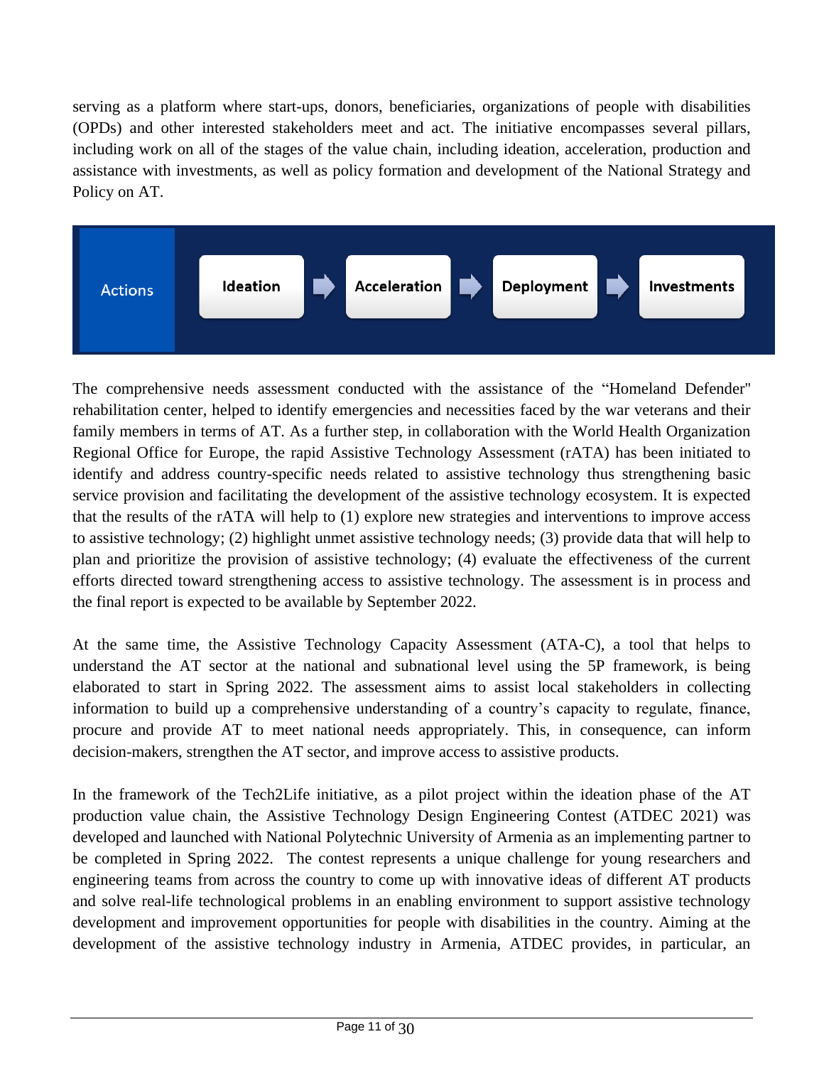serving as a platform where start-ups, donors, beneficiaries, organizations of people with disabilities (OPDs) and other interested stakeholders meet and act. The initiative encompasses several pillars, including work on all of the stages of the value chain, including ideation, acceleration, production and assistance with investments, as well as policy formation and development of the National Strategy and Policy on AT.

Actions: Ideation → Acceleration → Deployment → Investments

The comprehensive needs assessment conducted with the assistance of the "Homeland Defender" rehabilitation center, helped to identify emergencies and necessities faced by the war veterans and their family members in terms of AT. As a further step, in collaboration with the World Health Organization Regional Office for Europe, the rapid Assistive Technology Assessment (rATA) has been initiated to identify and address country-specific needs related to assistive technology thus strengthening basic service provision and facilitating the development of the assistive technology ecosystem. It is expected that the results of the rATA will help to (1) explore new strategies and interventions to improve access to assistive technology; (2) highlight unmet assistive technology needs; (3) provide data that will help to plan and prioritize the provision of assistive technology; (4) evaluate the effectiveness of the current efforts directed toward strengthening access to assistive technology. The assessment is in process and the final report is expected to be available by September 2022.

At the same time, the Assistive Technology Capacity Assessment (ATA-C), a tool that helps to understand the AT sector at the national and subnational level using the 5P framework, is being elaborated to start in Spring 2022. The assessment aims to assist local stakeholders in collecting information to build up a comprehensive understanding of a country's capacity to regulate, finance, procure and provide AT to meet national needs appropriately. This, in consequence, can inform decision-makers, strengthen the AT sector, and improve access to assistive products.

In the framework of the Tech2Life initiative, as a pilot project within the ideation phase of the AT production value chain, the Assistive Technology Design Engineering Contest (ATDEC 2021) was developed and launched with National Polytechnic University of Armenia as an implementing partner to be completed in Spring 2022. The contest represents a unique challenge for young researchers and engineering teams from across the country to come up with innovative ideas of different AT products and solve real-life technological problems in an enabling environment to support assistive technology development and improvement opportunities for people with disabilities in the country. Aiming at the development of the assistive technology industry in Armenia, ATDEC provides, in particular, an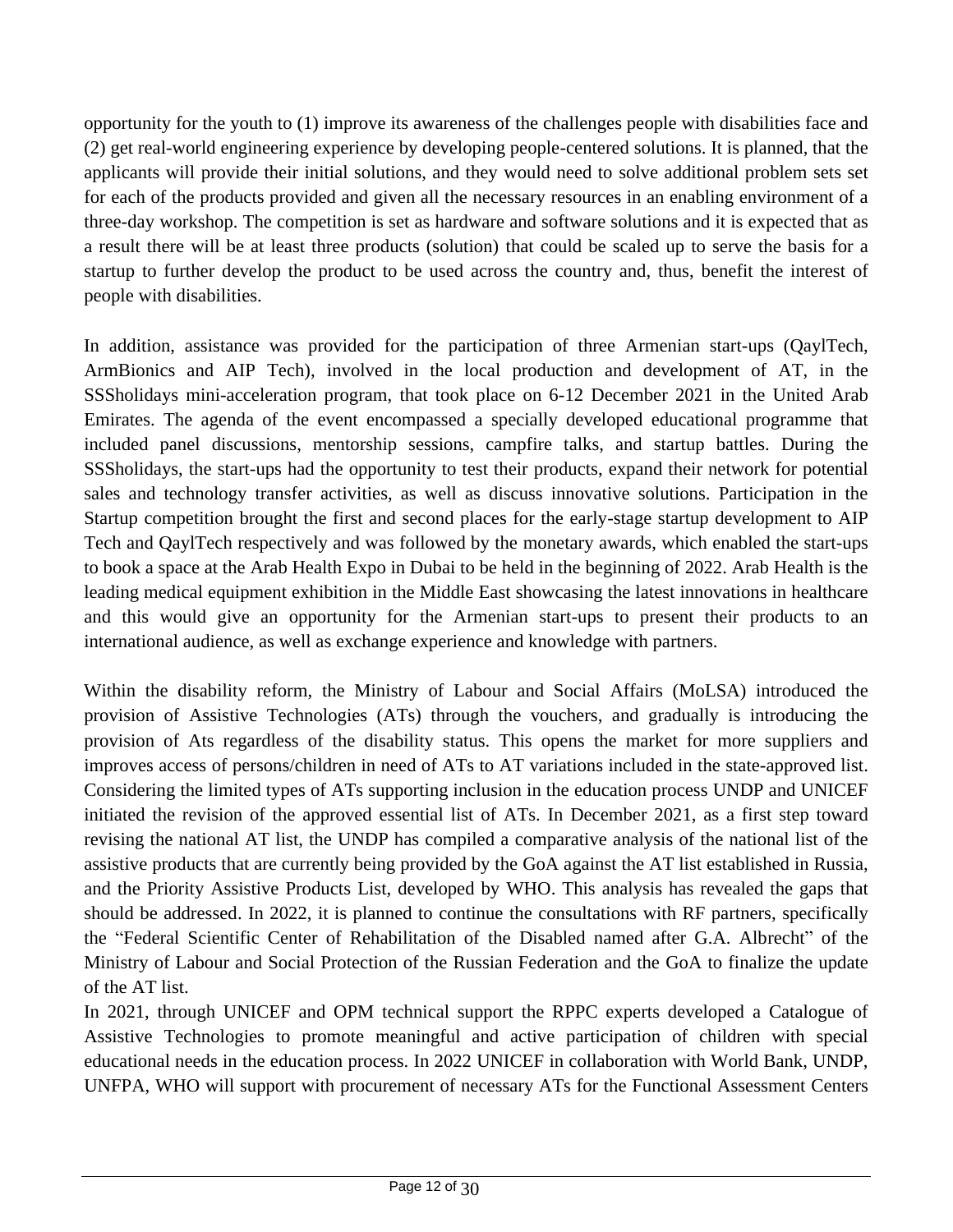opportunity for the youth to (1) improve its awareness of the challenges people with disabilities face and (2) get real-world engineering experience by developing people-centered solutions. It is planned, that the applicants will provide their initial solutions, and they would need to solve additional problem sets set for each of the products provided and given all the necessary resources in an enabling environment of a three-day workshop. The competition is set as hardware and software solutions and it is expected that as a result there will be at least three products (solution) that could be scaled up to serve the basis for a startup to further develop the product to be used across the country and, thus, benefit the interest of people with disabilities.

In addition, assistance was provided for the participation of three Armenian start-ups (QaylTech, ArmBionics and AIP Tech), involved in the local production and development of AT, in the SSSholidays mini-acceleration program, that took place on 6-12 December 2021 in the United Arab Emirates. The agenda of the event encompassed a specially developed educational programme that included panel discussions, mentorship sessions, campfire talks, and startup battles. During the SSSholidays, the start-ups had the opportunity to test their products, expand their network for potential sales and technology transfer activities, as well as discuss innovative solutions. Participation in the Startup competition brought the first and second places for the early-stage startup development to AIP Tech and QaylTech respectively and was followed by the monetary awards, which enabled the start-ups to book a space at the Arab Health Expo in Dubai to be held in the beginning of 2022. Arab Health is the leading medical equipment exhibition in the Middle East showcasing the latest innovations in healthcare and this would give an opportunity for the Armenian start-ups to present their products to an international audience, as well as exchange experience and knowledge with partners.

Within the disability reform, the Ministry of Labour and Social Affairs (MoLSA) introduced the provision of Assistive Technologies (ATs) through the vouchers, and gradually is introducing the provision of Ats regardless of the disability status. This opens the market for more suppliers and improves access of persons/children in need of ATs to AT variations included in the state-approved list. Considering the limited types of ATs supporting inclusion in the education process UNDP and UNICEF initiated the revision of the approved essential list of ATs. In December 2021, as a first step toward revising the national AT list, the UNDP has compiled a comparative analysis of the national list of the assistive products that are currently being provided by the GoA against the AT list established in Russia, and the Priority Assistive Products List, developed by WHO. This analysis has revealed the gaps that should be addressed. In 2022, it is planned to continue the consultations with RF partners, specifically the "Federal Scientific Center of Rehabilitation of the Disabled named after G.A. Albrecht" of the Ministry of Labour and Social Protection of the Russian Federation and the GoA to finalize the update of the AT list.

In 2021, through UNICEF and OPM technical support the RPPC experts developed a Catalogue of Assistive Technologies to promote meaningful and active participation of children with special educational needs in the education process. In 2022 UNICEF in collaboration with World Bank, UNDP, UNFPA, WHO will support with procurement of necessary ATs for the Functional Assessment Centers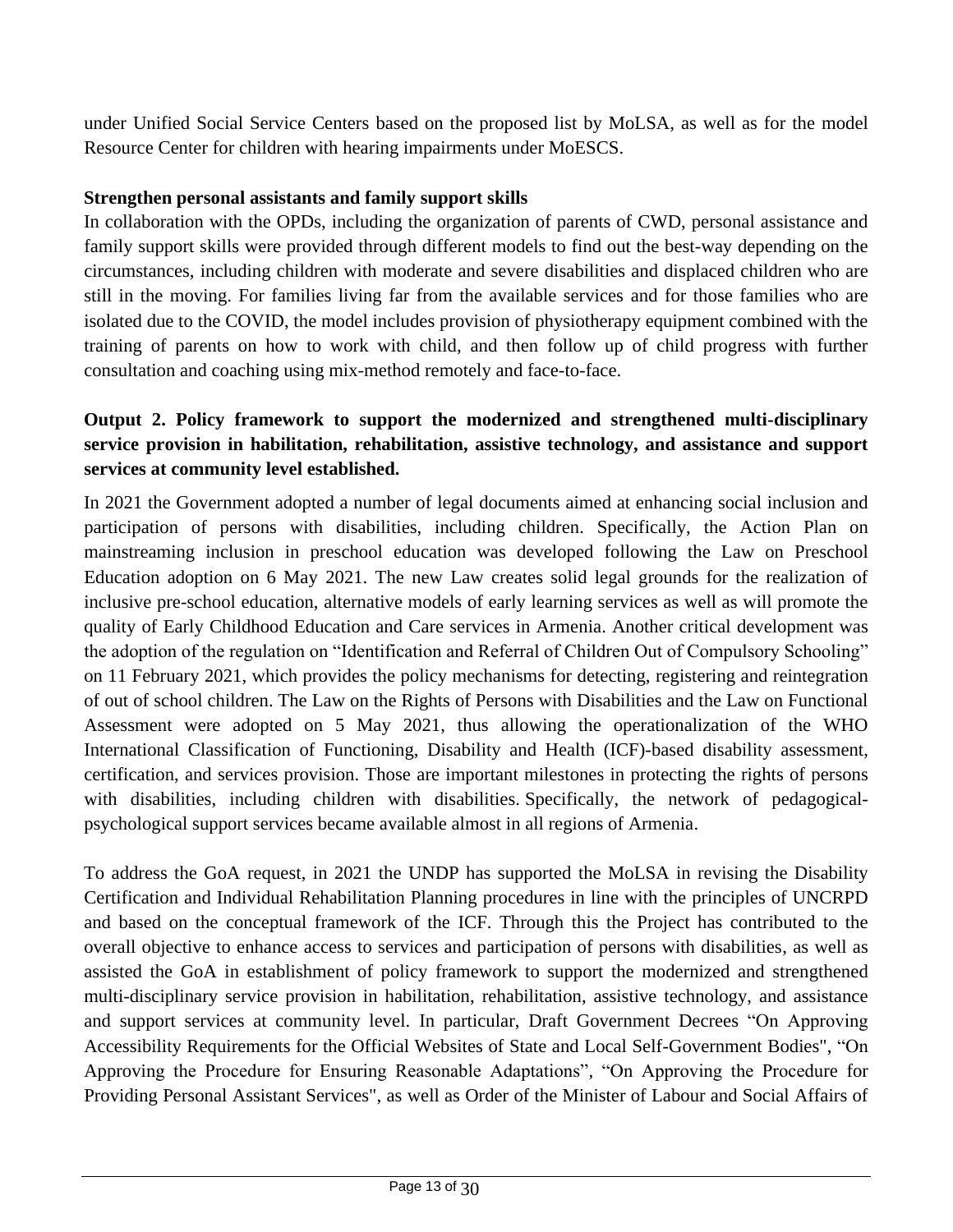under Unified Social Service Centers based on the proposed list by MoLSA, as well as for the model Resource Center for children with hearing impairments under MoESCS.

**Strengthen personal assistants and family support skills**

In collaboration with the OPDs, including the organization of parents of CWD, personal assistance and family support skills were provided through different models to find out the best-way depending on the circumstances, including children with moderate and severe disabilities and displaced children who are still in the moving. For families living far from the available services and for those families who are isolated due to the COVID, the model includes provision of physiotherapy equipment combined with the training of parents on how to work with child, and then follow up of child progress with further consultation and coaching using mix-method remotely and face-to-face.

**Output 2. Policy framework to support the modernized and strengthened multi-disciplinary service provision in habilitation, rehabilitation, assistive technology, and assistance and support services at community level established.**

In 2021 the Government adopted a number of legal documents aimed at enhancing social inclusion and participation of persons with disabilities, including children. Specifically, the Action Plan on mainstreaming inclusion in preschool education was developed following the Law on Preschool Education adoption on 6 May 2021. The new Law creates solid legal grounds for the realization of inclusive pre-school education, alternative models of early learning services as well as will promote the quality of Early Childhood Education and Care services in Armenia. Another critical development was the adoption of the regulation on "Identification and Referral of Children Out of Compulsory Schooling" on 11 February 2021, which provides the policy mechanisms for detecting, registering and reintegration of out of school children. The Law on the Rights of Persons with Disabilities and the Law on Functional Assessment were adopted on 5 May 2021, thus allowing the operationalization of the WHO International Classification of Functioning, Disability and Health (ICF)-based disability assessment, certification, and services provision. Those are important milestones in protecting the rights of persons with disabilities, including children with disabilities. Specifically, the network of pedagogical-psychological support services became available almost in all regions of Armenia.

To address the GoA request, in 2021 the UNDP has supported the MoLSA in revising the Disability Certification and Individual Rehabilitation Planning procedures in line with the principles of UNCRPD and based on the conceptual framework of the ICF. Through this the Project has contributed to the overall objective to enhance access to services and participation of persons with disabilities, as well as assisted the GoA in establishment of policy framework to support the modernized and strengthened multi-disciplinary service provision in habilitation, rehabilitation, assistive technology, and assistance and support services at community level. In particular, Draft Government Decrees "On Approving Accessibility Requirements for the Official Websites of State and Local Self-Government Bodies", "On Approving the Procedure for Ensuring Reasonable Adaptations", "On Approving the Procedure for Providing Personal Assistant Services", as well as Order of the Minister of Labour and Social Affairs of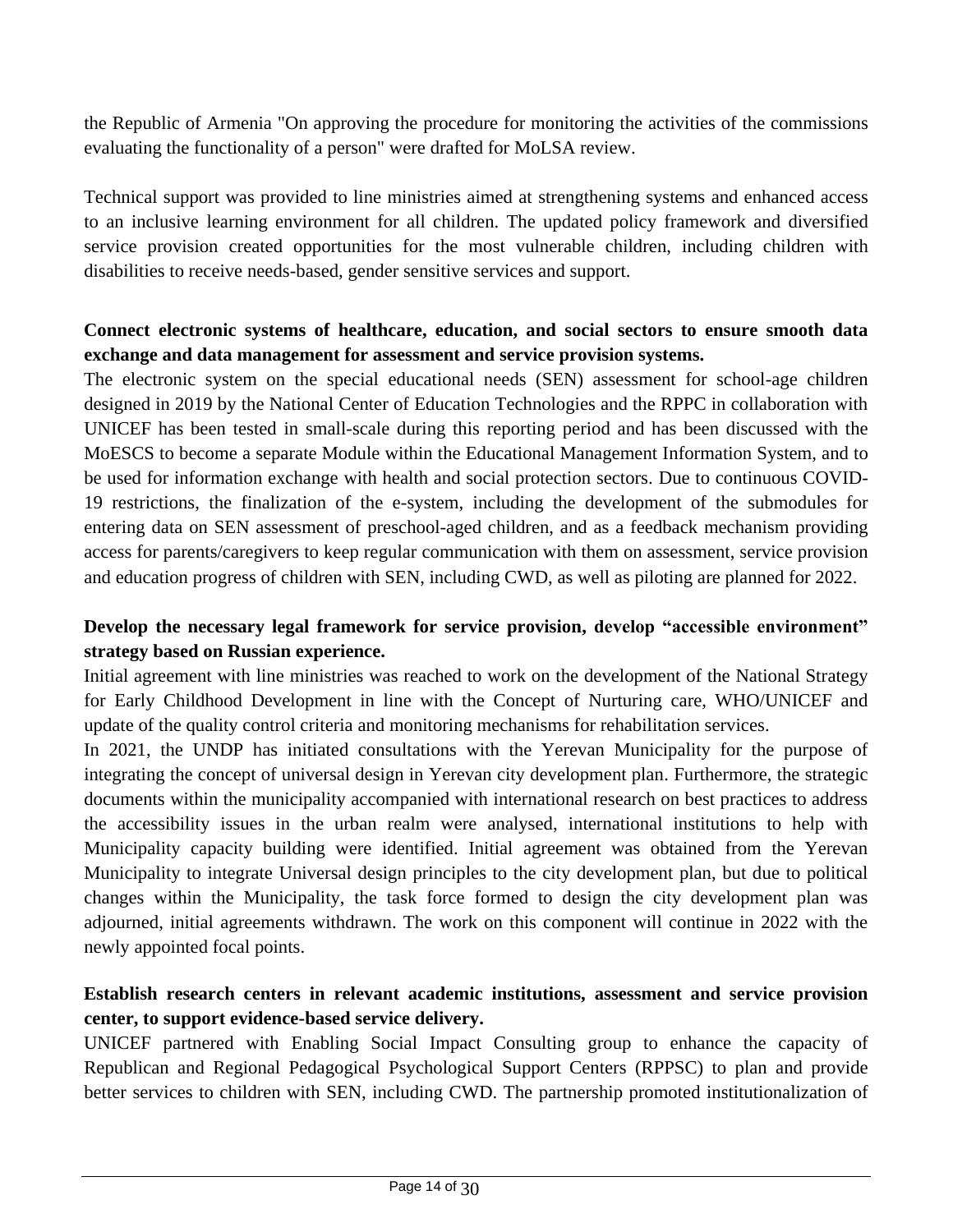the Republic of Armenia "On approving the procedure for monitoring the activities of the commissions evaluating the functionality of a person" were drafted for MoLSA review.

Technical support was provided to line ministries aimed at strengthening systems and enhanced access to an inclusive learning environment for all children. The updated policy framework and diversified service provision created opportunities for the most vulnerable children, including children with disabilities to receive needs-based, gender sensitive services and support.

**Connect electronic systems of healthcare, education, and social sectors to ensure smooth data exchange and data management for assessment and service provision systems.**

The electronic system on the special educational needs (SEN) assessment for school-age children designed in 2019 by the National Center of Education Technologies and the RPPC in collaboration with UNICEF has been tested in small-scale during this reporting period and has been discussed with the MoESCS to become a separate Module within the Educational Management Information System, and to be used for information exchange with health and social protection sectors. Due to continuous COVID-19 restrictions, the finalization of the e-system, including the development of the submodules for entering data on SEN assessment of preschool-aged children, and as a feedback mechanism providing access for parents/caregivers to keep regular communication with them on assessment, service provision and education progress of children with SEN, including CWD, as well as piloting are planned for 2022.

**Develop the necessary legal framework for service provision, develop "accessible environment" strategy based on Russian experience.**

Initial agreement with line ministries was reached to work on the development of the National Strategy for Early Childhood Development in line with the Concept of Nurturing care, WHO/UNICEF and update of the quality control criteria and monitoring mechanisms for rehabilitation services.

In 2021, the UNDP has initiated consultations with the Yerevan Municipality for the purpose of integrating the concept of universal design in Yerevan city development plan. Furthermore, the strategic documents within the municipality accompanied with international research on best practices to address the accessibility issues in the urban realm were analysed, international institutions to help with Municipality capacity building were identified. Initial agreement was obtained from the Yerevan Municipality to integrate Universal design principles to the city development plan, but due to political changes within the Municipality, the task force formed to design the city development plan was adjourned, initial agreements withdrawn. The work on this component will continue in 2022 with the newly appointed focal points.

**Establish research centers in relevant academic institutions, assessment and service provision center, to support evidence-based service delivery.**

UNICEF partnered with Enabling Social Impact Consulting group to enhance the capacity of Republican and Regional Pedagogical Psychological Support Centers (RPPSC) to plan and provide better services to children with SEN, including CWD. The partnership promoted institutionalization of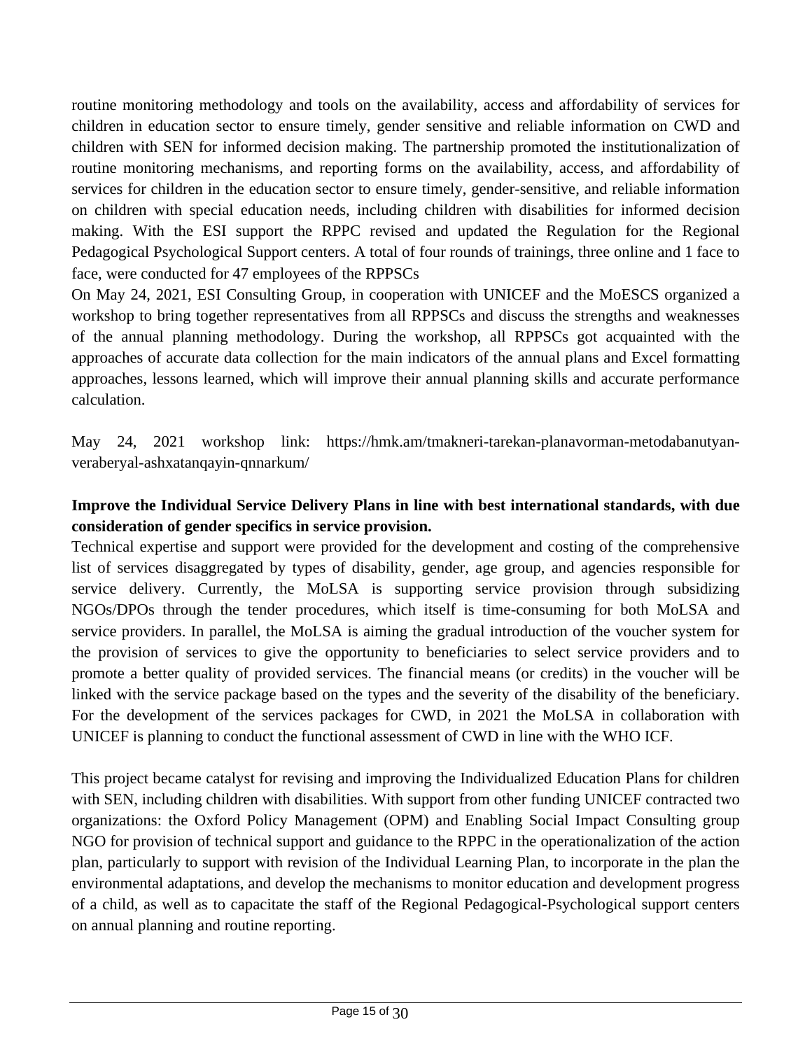routine monitoring methodology and tools on the availability, access and affordability of services for children in education sector to ensure timely, gender sensitive and reliable information on CWD and children with SEN for informed decision making. The partnership promoted the institutionalization of routine monitoring mechanisms, and reporting forms on the availability, access, and affordability of services for children in the education sector to ensure timely, gender-sensitive, and reliable information on children with special education needs, including children with disabilities for informed decision making. With the ESI support the RPPC revised and updated the Regulation for the Regional Pedagogical Psychological Support centers. A total of four rounds of trainings, three online and 1 face to face, were conducted for 47 employees of the RPPSCs

On May 24, 2021, ESI Consulting Group, in cooperation with UNICEF and the MoESCS organized a workshop to bring together representatives from all RPPSCs and discuss the strengths and weaknesses of the annual planning methodology. During the workshop, all RPPSCs got acquainted with the approaches of accurate data collection for the main indicators of the annual plans and Excel formatting approaches, lessons learned, which will improve their annual planning skills and accurate performance calculation.

May 24, 2021 workshop link: https://hmk.am/tmakneri-tarekan-planavorman-metodabanutyan-veraberyal-ashxatanqayin-qnnarkum/

**Improve the Individual Service Delivery Plans in line with best international standards, with due consideration of gender specifics in service provision.**

Technical expertise and support were provided for the development and costing of the comprehensive list of services disaggregated by types of disability, gender, age group, and agencies responsible for service delivery. Currently, the MoLSA is supporting service provision through subsidizing NGOs/DPOs through the tender procedures, which itself is time-consuming for both MoLSA and service providers. In parallel, the MoLSA is aiming the gradual introduction of the voucher system for the provision of services to give the opportunity to beneficiaries to select service providers and to promote a better quality of provided services. The financial means (or credits) in the voucher will be linked with the service package based on the types and the severity of the disability of the beneficiary. For the development of the services packages for CWD, in 2021 the MoLSA in collaboration with UNICEF is planning to conduct the functional assessment of CWD in line with the WHO ICF.

This project became catalyst for revising and improving the Individualized Education Plans for children with SEN, including children with disabilities. With support from other funding UNICEF contracted two organizations: the Oxford Policy Management (OPM) and Enabling Social Impact Consulting group NGO for provision of technical support and guidance to the RPPC in the operationalization of the action plan, particularly to support with revision of the Individual Learning Plan, to incorporate in the plan the environmental adaptations, and develop the mechanisms to monitor education and development progress of a child, as well as to capacitate the staff of the Regional Pedagogical-Psychological support centers on annual planning and routine reporting.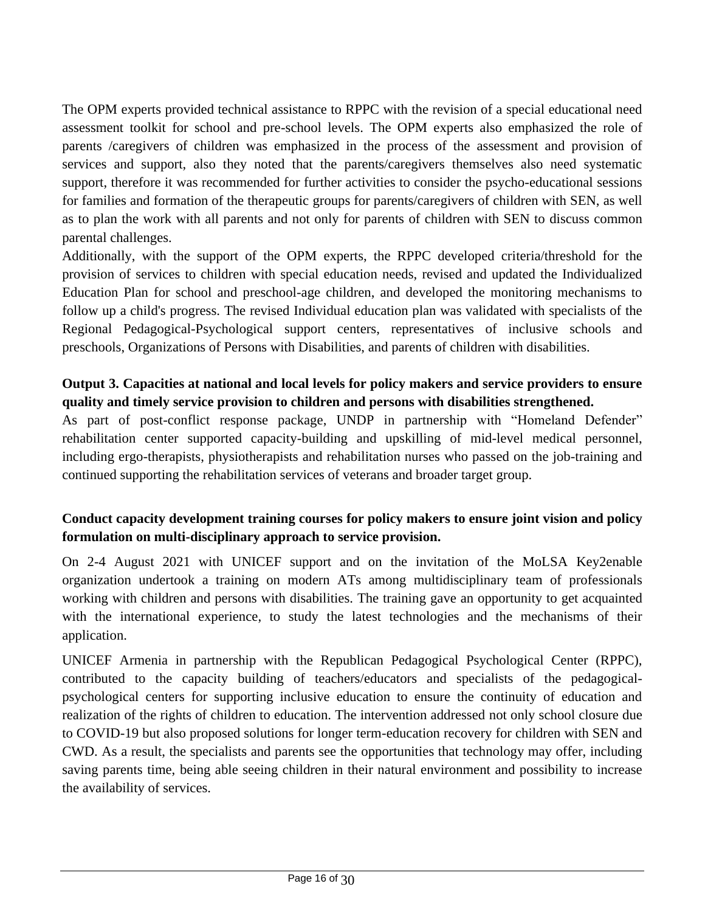The OPM experts provided technical assistance to RPPC with the revision of a special educational need assessment toolkit for school and pre-school levels. The OPM experts also emphasized the role of parents /caregivers of children was emphasized in the process of the assessment and provision of services and support, also they noted that the parents/caregivers themselves also need systematic support, therefore it was recommended for further activities to consider the psycho-educational sessions for families and formation of the therapeutic groups for parents/caregivers of children with SEN, as well as to plan the work with all parents and not only for parents of children with SEN to discuss common parental challenges.

Additionally, with the support of the OPM experts, the RPPC developed criteria/threshold for the provision of services to children with special education needs, revised and updated the Individualized Education Plan for school and preschool-age children, and developed the monitoring mechanisms to follow up a child's progress. The revised Individual education plan was validated with specialists of the Regional Pedagogical-Psychological support centers, representatives of inclusive schools and preschools, Organizations of Persons with Disabilities, and parents of children with disabilities.

**Output 3. Capacities at national and local levels for policy makers and service providers to ensure quality and timely service provision to children and persons with disabilities strengthened.**

As part of post-conflict response package, UNDP in partnership with "Homeland Defender" rehabilitation center supported capacity-building and upskilling of mid-level medical personnel, including ergo-therapists, physiotherapists and rehabilitation nurses who passed on the job-training and continued supporting the rehabilitation services of veterans and broader target group.

**Conduct capacity development training courses for policy makers to ensure joint vision and policy formulation on multi-disciplinary approach to service provision.**

On 2-4 August 2021 with UNICEF support and on the invitation of the MoLSA Key2enable organization undertook a training on modern ATs among multidisciplinary team of professionals working with children and persons with disabilities. The training gave an opportunity to get acquainted with the international experience, to study the latest technologies and the mechanisms of their application.

UNICEF Armenia in partnership with the Republican Pedagogical Psychological Center (RPPC), contributed to the capacity building of teachers/educators and specialists of the pedagogical-psychological centers for supporting inclusive education to ensure the continuity of education and realization of the rights of children to education. The intervention addressed not only school closure due to COVID-19 but also proposed solutions for longer term-education recovery for children with SEN and CWD. As a result, the specialists and parents see the opportunities that technology may offer, including saving parents time, being able seeing children in their natural environment and possibility to increase the availability of services.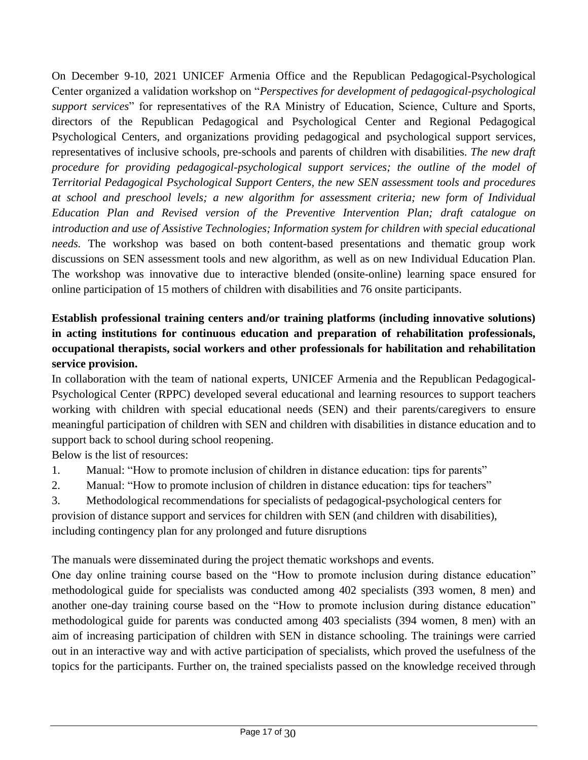On December 9-10, 2021 UNICEF Armenia Office and the Republican Pedagogical-Psychological Center organized a validation workshop on "*Perspectives for development of pedagogical-psychological support services*" for representatives of the RA Ministry of Education, Science, Culture and Sports, directors of the Republican Pedagogical and Psychological Center and Regional Pedagogical Psychological Centers, and organizations providing pedagogical and psychological support services, representatives of inclusive schools, pre-schools and parents of children with disabilities. *The new draft procedure for providing pedagogical-psychological support services; the outline of the model of Territorial Pedagogical Psychological Support Centers, the new SEN assessment tools and procedures at school and preschool levels; a new algorithm for assessment criteria; new form of Individual Education Plan and Revised version of the Preventive Intervention Plan; draft catalogue on introduction and use of Assistive Technologies; Information system for children with special educational needs.* The workshop was based on both content-based presentations and thematic group work discussions on SEN assessment tools and new algorithm, as well as on new Individual Education Plan. The workshop was innovative due to interactive blended (onsite-online) learning space ensured for online participation of 15 mothers of children with disabilities and 76 onsite participants.

**Establish professional training centers and/or training platforms (including innovative solutions) in acting institutions for continuous education and preparation of rehabilitation professionals, occupational therapists, social workers and other professionals for habilitation and rehabilitation service provision.**

In collaboration with the team of national experts, UNICEF Armenia and the Republican Pedagogical-Psychological Center (RPPC) developed several educational and learning resources to support teachers working with children with special educational needs (SEN) and their parents/caregivers to ensure meaningful participation of children with SEN and children with disabilities in distance education and to support back to school during school reopening.

Below is the list of resources:

1. Manual: "How to promote inclusion of children in distance education: tips for parents"
2. Manual: "How to promote inclusion of children in distance education: tips for teachers"
3. Methodological recommendations for specialists of pedagogical-psychological centers for provision of distance support and services for children with SEN (and children with disabilities), including contingency plan for any prolonged and future disruptions

The manuals were disseminated during the project thematic workshops and events.

One day online training course based on the "How to promote inclusion during distance education" methodological guide for specialists was conducted among 402 specialists (393 women, 8 men) and another one-day training course based on the "How to promote inclusion during distance education" methodological guide for parents was conducted among 403 specialists (394 women, 8 men) with an aim of increasing participation of children with SEN in distance schooling. The trainings were carried out in an interactive way and with active participation of specialists, which proved the usefulness of the topics for the participants. Further on, the trained specialists passed on the knowledge received through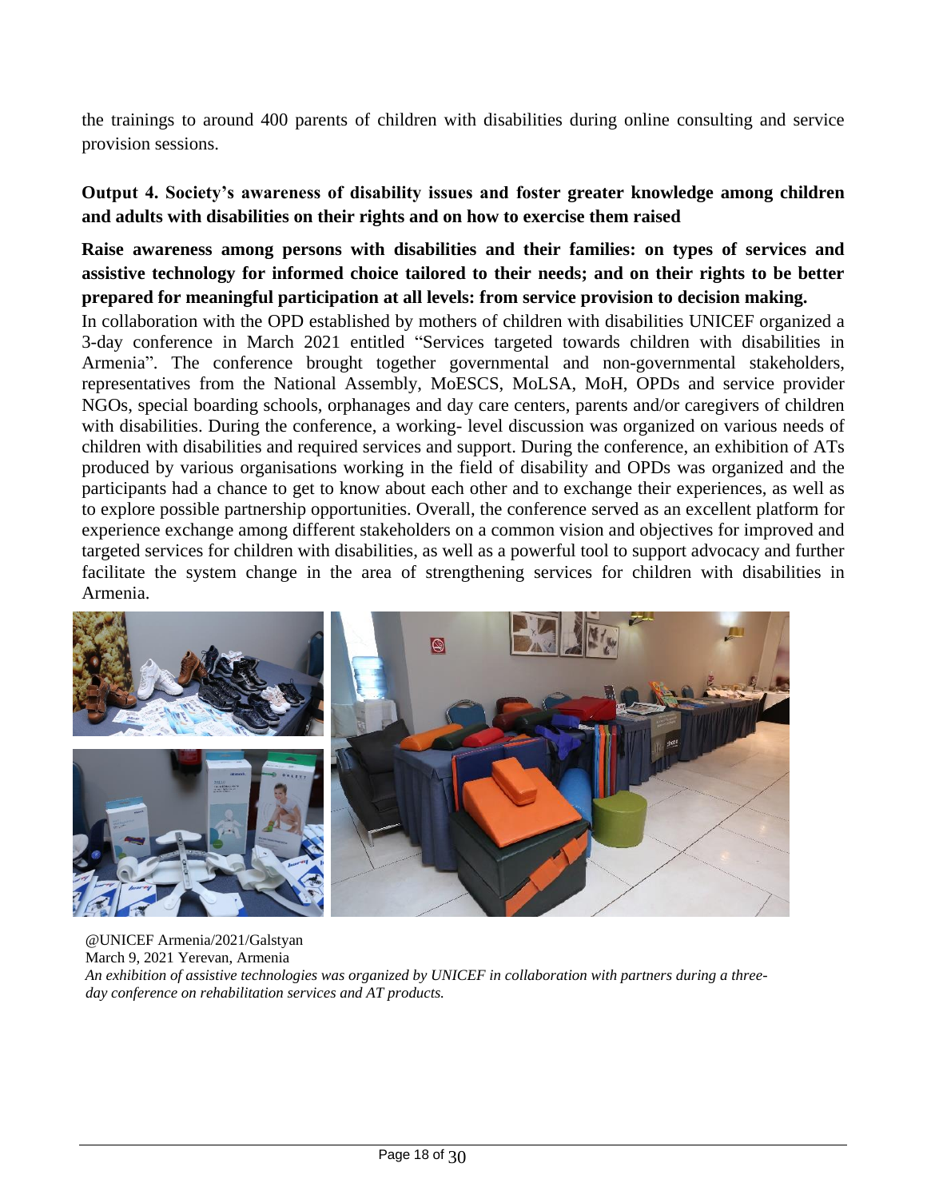the trainings to around 400 parents of children with disabilities during online consulting and service provision sessions.

**Output 4. Society's awareness of disability issues and foster greater knowledge among children and adults with disabilities on their rights and on how to exercise them raised**

**Raise awareness among persons with disabilities and their families: on types of services and assistive technology for informed choice tailored to their needs; and on their rights to be better prepared for meaningful participation at all levels: from service provision to decision making.**

In collaboration with the OPD established by mothers of children with disabilities UNICEF organized a 3-day conference in March 2021 entitled "Services targeted towards children with disabilities in Armenia". The conference brought together governmental and non-governmental stakeholders, representatives from the National Assembly, MoESCS, MoLSA, MoH, OPDs and service provider NGOs, special boarding schools, orphanages and day care centers, parents and/or caregivers of children with disabilities. During the conference, a working- level discussion was organized on various needs of children with disabilities and required services and support. During the conference, an exhibition of ATs produced by various organisations working in the field of disability and OPDs was organized and the participants had a chance to get to know about each other and to exchange their experiences, as well as to explore possible partnership opportunities. Overall, the conference served as an excellent platform for experience exchange among different stakeholders on a common vision and objectives for improved and targeted services for children with disabilities, as well as a powerful tool to support advocacy and further facilitate the system change in the area of strengthening services for children with disabilities in Armenia.

@UNICEF Armenia/2021/Galstyan
March 9, 2021 Yerevan, Armenia
*An exhibition of assistive technologies was organized by UNICEF in collaboration with partners during a three-day conference on rehabilitation services and AT products.*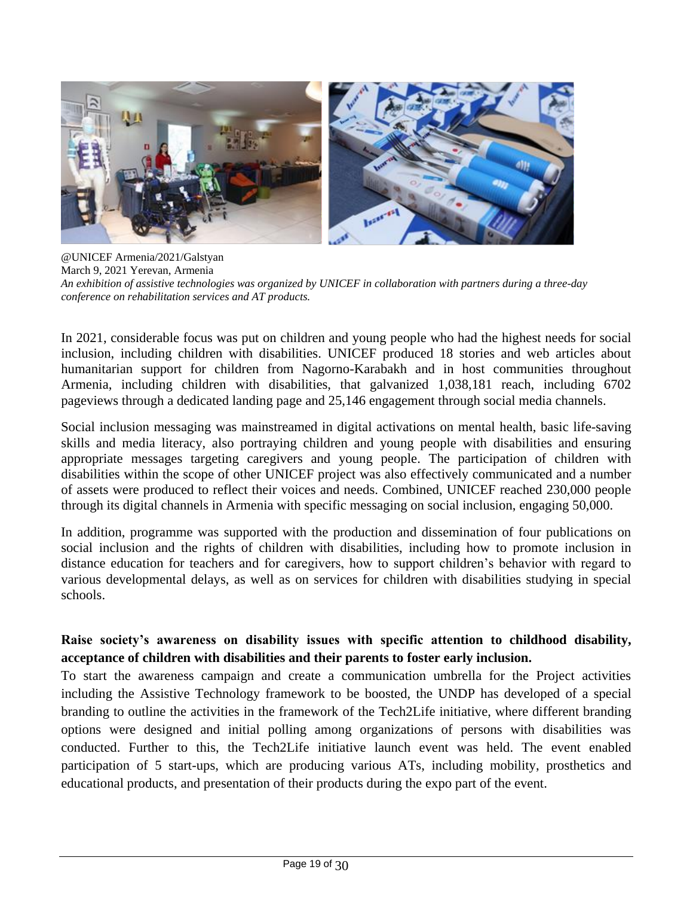@UNICEF Armenia/2021/Galstyan
March 9, 2021 Yerevan, Armenia
*An exhibition of assistive technologies was organized by UNICEF in collaboration with partners during a three-day conference on rehabilitation services and AT products.*

In 2021, considerable focus was put on children and young people who had the highest needs for social inclusion, including children with disabilities. UNICEF produced 18 stories and web articles about humanitarian support for children from Nagorno-Karabakh and in host communities throughout Armenia, including children with disabilities, that galvanized 1,038,181 reach, including 6702 pageviews through a dedicated landing page and 25,146 engagement through social media channels.

Social inclusion messaging was mainstreamed in digital activations on mental health, basic life-saving skills and media literacy, also portraying children and young people with disabilities and ensuring appropriate messages targeting caregivers and young people. The participation of children with disabilities within the scope of other UNICEF project was also effectively communicated and a number of assets were produced to reflect their voices and needs. Combined, UNICEF reached 230,000 people through its digital channels in Armenia with specific messaging on social inclusion, engaging 50,000.

In addition, programme was supported with the production and dissemination of four publications on social inclusion and the rights of children with disabilities, including how to promote inclusion in distance education for teachers and for caregivers, how to support children's behavior with regard to various developmental delays, as well as on services for children with disabilities studying in special schools.

**Raise society's awareness on disability issues with specific attention to childhood disability, acceptance of children with disabilities and their parents to foster early inclusion.**

To start the awareness campaign and create a communication umbrella for the Project activities including the Assistive Technology framework to be boosted, the UNDP has developed of a special branding to outline the activities in the framework of the Tech2Life initiative, where different branding options were designed and initial polling among organizations of persons with disabilities was conducted. Further to this, the Tech2Life initiative launch event was held. The event enabled participation of 5 start-ups, which are producing various ATs, including mobility, prosthetics and educational products, and presentation of their products during the expo part of the event.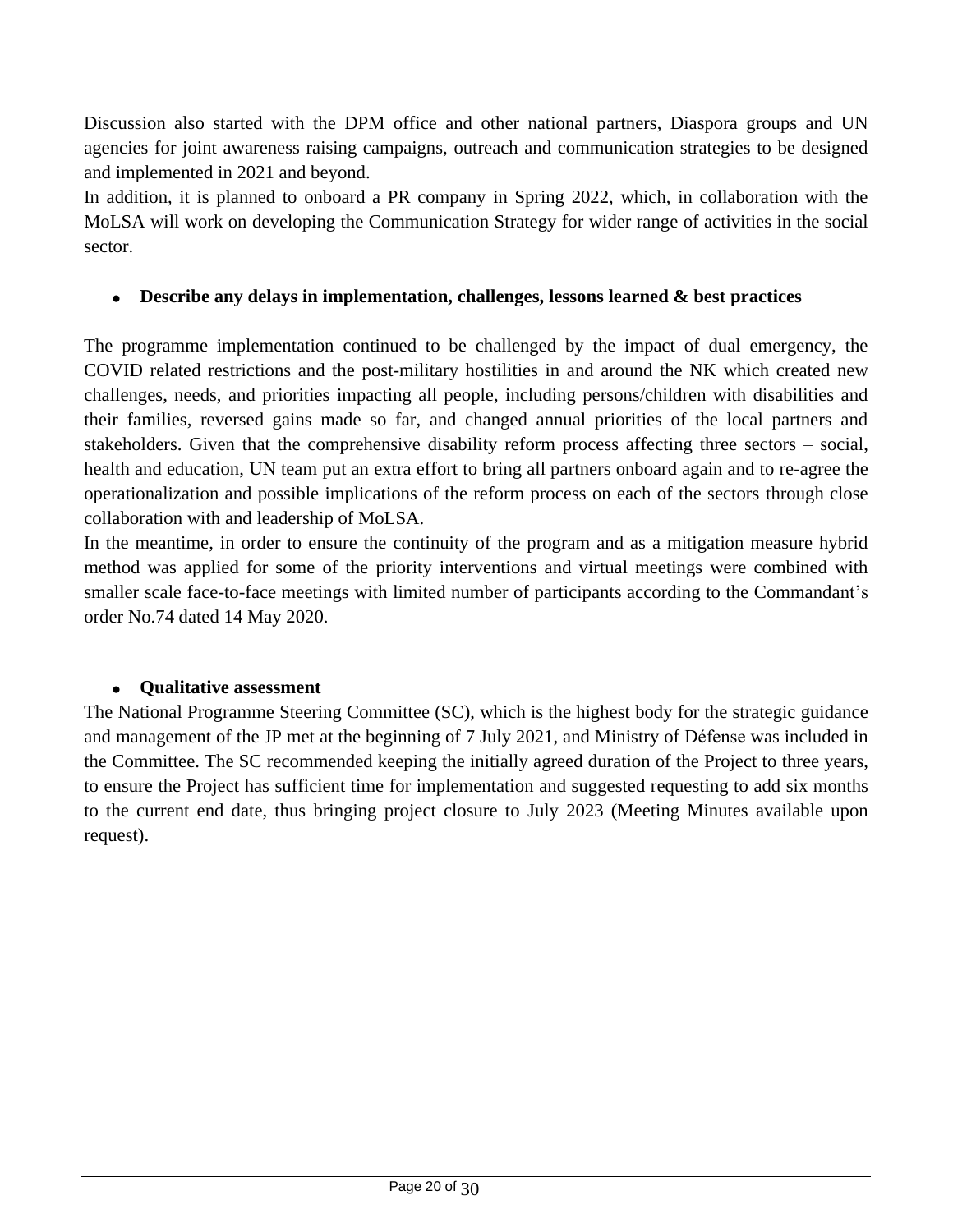Discussion also started with the DPM office and other national partners, Diaspora groups and UN agencies for joint awareness raising campaigns, outreach and communication strategies to be designed and implemented in 2021 and beyond.

In addition, it is planned to onboard a PR company in Spring 2022, which, in collaboration with the MoLSA will work on developing the Communication Strategy for wider range of activities in the social sector.

- **Describe any delays in implementation, challenges, lessons learned & best practices**

The programme implementation continued to be challenged by the impact of dual emergency, the COVID related restrictions and the post-military hostilities in and around the NK which created new challenges, needs, and priorities impacting all people, including persons/children with disabilities and their families, reversed gains made so far, and changed annual priorities of the local partners and stakeholders. Given that the comprehensive disability reform process affecting three sectors – social, health and education, UN team put an extra effort to bring all partners onboard again and to re-agree the operationalization and possible implications of the reform process on each of the sectors through close collaboration with and leadership of MoLSA.

In the meantime, in order to ensure the continuity of the program and as a mitigation measure hybrid method was applied for some of the priority interventions and virtual meetings were combined with smaller scale face-to-face meetings with limited number of participants according to the Commandant's order No.74 dated 14 May 2020.

- **Qualitative assessment**

The National Programme Steering Committee (SC), which is the highest body for the strategic guidance and management of the JP met at the beginning of 7 July 2021, and Ministry of Défense was included in the Committee. The SC recommended keeping the initially agreed duration of the Project to three years, to ensure the Project has sufficient time for implementation and suggested requesting to add six months to the current end date, thus bringing project closure to July 2023 (Meeting Minutes available upon request).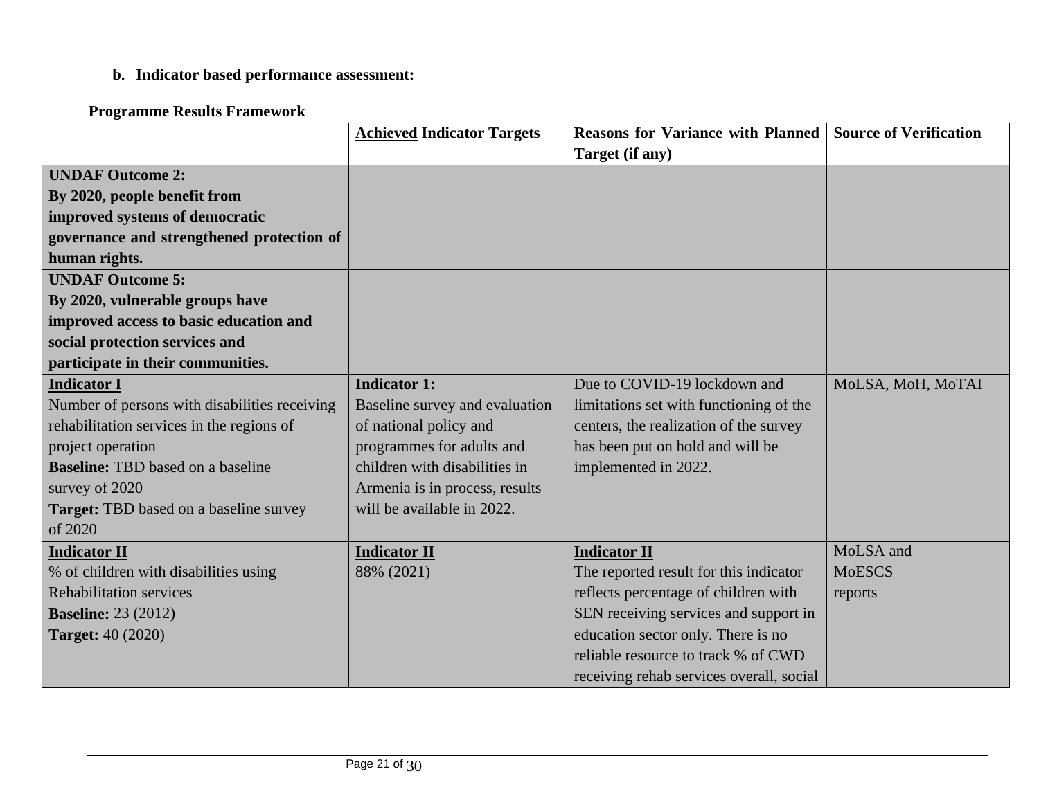**b. Indicator based performance assessment:**

**Programme Results Framework**

| | **Achieved Indicator Targets** | **Reasons for Variance with Planned Target (if any)** | **Source of Verification** |
|---|---|---|---|
| **UNDAF Outcome 2:** **By 2020, people benefit from improved systems of democratic governance and strengthened protection of human rights.** | | | |
| **UNDAF Outcome 5:** **By 2020, vulnerable groups have improved access to basic education and social protection services and participate in their communities.** | | | |
| **Indicator I** Number of persons with disabilities receiving rehabilitation services in the regions of project operation **Baseline:** TBD based on a baseline survey of 2020 **Target:** TBD based on a baseline survey of 2020 | **Indicator 1:** Baseline survey and evaluation of national policy and programmes for adults and children with disabilities in Armenia is in process, results will be available in 2022. | Due to COVID-19 lockdown and limitations set with functioning of the centers, the realization of the survey has been put on hold and will be implemented in 2022. | MoLSA, MoH, MoTAI |
| **Indicator II** % of children with disabilities using Rehabilitation services **Baseline:** 23 (2012) **Target:** 40 (2020) | **Indicator II** 88% (2021) | **Indicator II** The reported result for this indicator reflects percentage of children with SEN receiving services and support in education sector only. There is no reliable resource to track % of CWD receiving rehab services overall, social | MoLSA and MoESCS reports |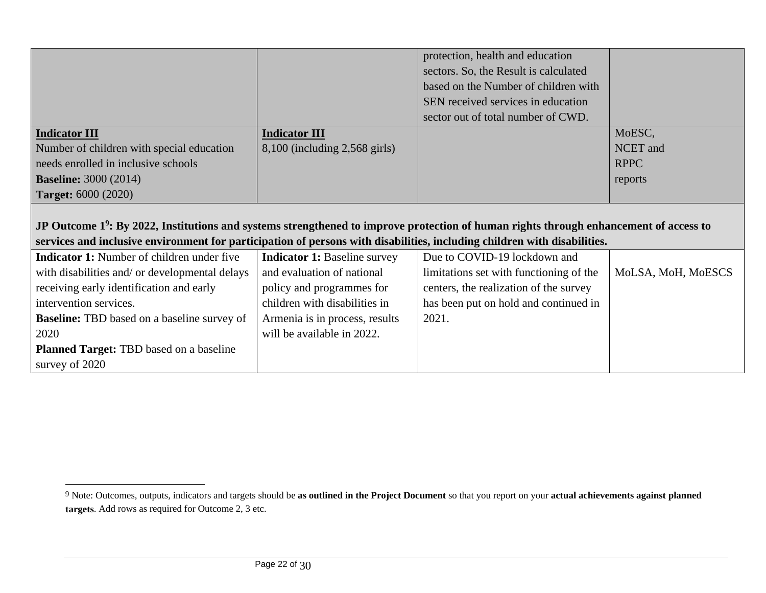| | | | |
|---|---|---|---|
| | | protection, health and education sectors. So, the Result is calculated based on the Number of children with SEN received services in education sector out of total number of CWD. | |
| **Indicator III**<br>Number of children with special education needs enrolled in inclusive schools<br>**Baseline:** 3000 (2014)<br>**Target:** 6000 (2020) | **Indicator III**<br>8,100 (including 2,568 girls) | | MoESC, NCET and RPPC reports |
| **JP Outcome 1[9]: By 2022, Institutions and systems strengthened to improve protection of human rights through enhancement of access to services and inclusive environment for participation of persons with disabilities, including children with disabilities.** | | | |
| **Indicator 1:** Number of children under five with disabilities and/ or developmental delays receiving early identification and early intervention services.<br>**Baseline:** TBD based on a baseline survey of 2020<br>**Planned Target:** TBD based on a baseline survey of 2020 | **Indicator 1:** Baseline survey and evaluation of national policy and programmes for children with disabilities in Armenia is in process, results will be available in 2022. | Due to COVID-19 lockdown and limitations set with functioning of the centers, the realization of the survey has been put on hold and continued in 2021. | MoLSA, MoH, MoESCS |

[9] Note: Outcomes, outputs, indicators and targets should be **as outlined in the Project Document** so that you report on your **actual achievements against planned targets**. Add rows as required for Outcome 2, 3 etc.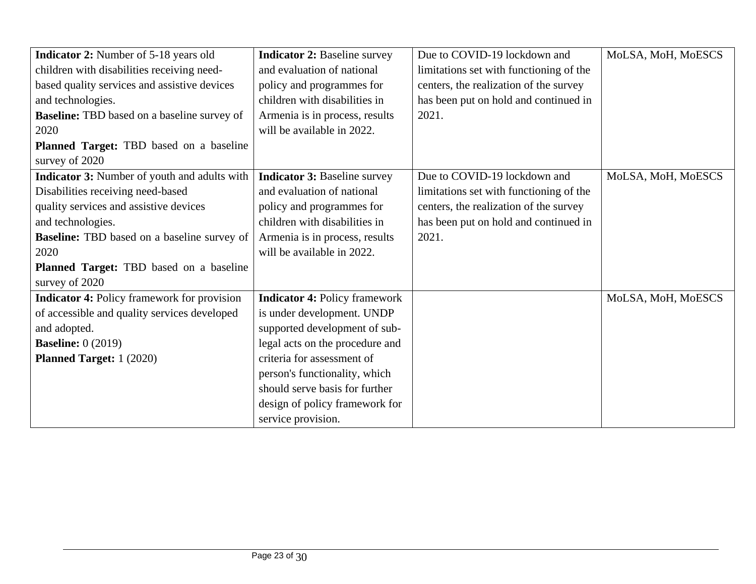| | | | |
|---|---|---|---|
| **Indicator 2:** Number of 5-18 years old children with disabilities receiving need-based quality services and assistive devices and technologies.<br>**Baseline:** TBD based on a baseline survey of 2020<br>**Planned Target:** TBD based on a baseline survey of 2020 | **Indicator 2:** Baseline survey and evaluation of national policy and programmes for children with disabilities in Armenia is in process, results will be available in 2022. | Due to COVID-19 lockdown and limitations set with functioning of the centers, the realization of the survey has been put on hold and continued in 2021. | MoLSA, MoH, MoESCS |
| **Indicator 3:** Number of youth and adults with Disabilities receiving need-based quality services and assistive devices and technologies.<br>**Baseline:** TBD based on a baseline survey of 2020<br>**Planned Target:** TBD based on a baseline survey of 2020 | **Indicator 3:** Baseline survey and evaluation of national policy and programmes for children with disabilities in Armenia is in process, results will be available in 2022. | Due to COVID-19 lockdown and limitations set with functioning of the centers, the realization of the survey has been put on hold and continued in 2021. | MoLSA, MoH, MoESCS |
| **Indicator 4:** Policy framework for provision of accessible and quality services developed and adopted.<br>**Baseline:** 0 (2019)<br>**Planned Target:** 1 (2020) | **Indicator 4:** Policy framework is under development. UNDP supported development of sub-legal acts on the procedure and criteria for assessment of person's functionality, which should serve basis for further design of policy framework for service provision. | | MoLSA, MoH, MoESCS |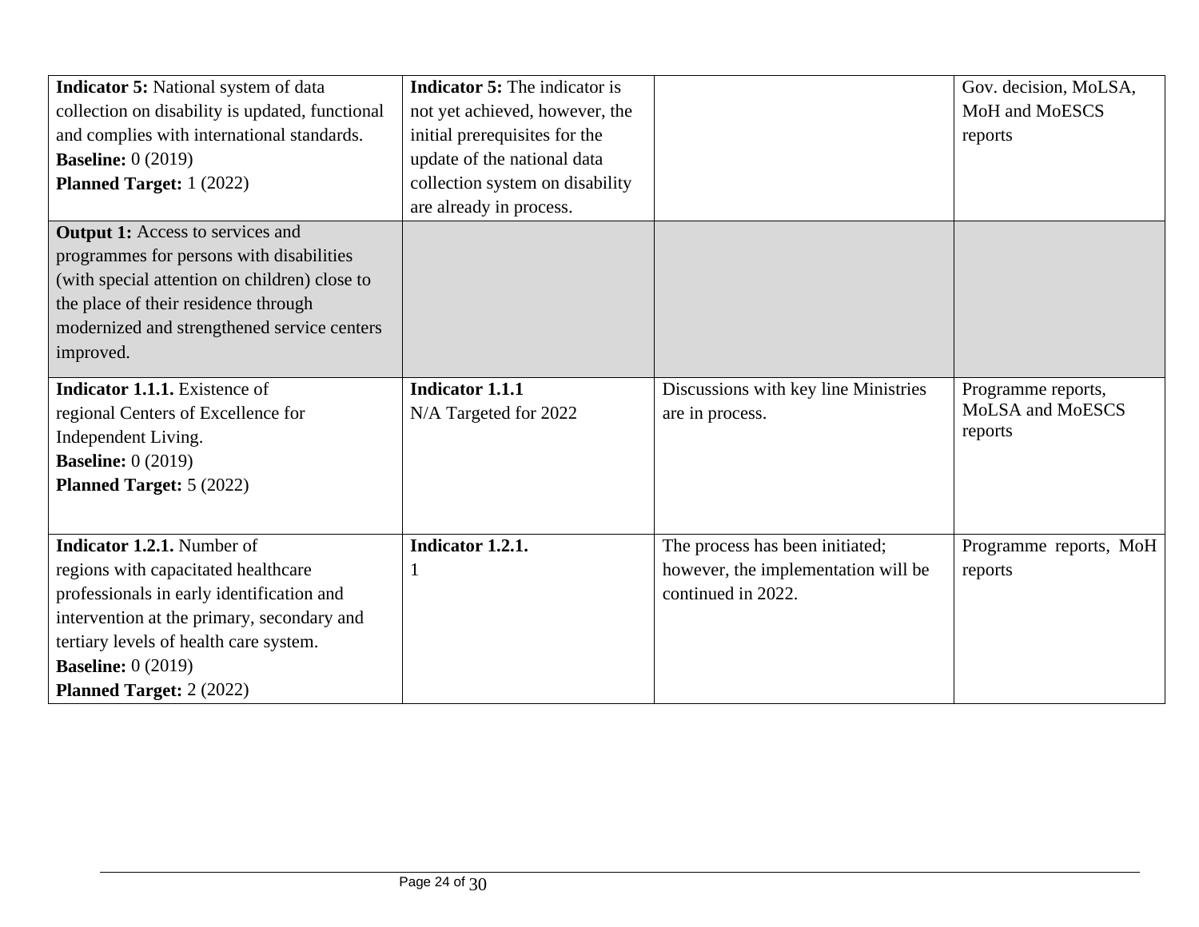| | | | |
|---|---|---|---|
| **Indicator 5:** National system of data collection on disability is updated, functional and complies with international standards.<br>**Baseline:** 0 (2019)<br>**Planned Target:** 1 (2022) | **Indicator 5:** The indicator is not yet achieved, however, the initial prerequisites for the update of the national data collection system on disability are already in process. | | Gov. decision, MoLSA, MoH and MoESCS reports |
| **Output 1:** Access to services and programmes for persons with disabilities (with special attention on children) close to the place of their residence through modernized and strengthened service centers improved. | | | |
| **Indicator 1.1.1.** Existence of regional Centers of Excellence for Independent Living.<br>**Baseline:** 0 (2019)<br>**Planned Target:** 5 (2022) | **Indicator 1.1.1**<br>N/A Targeted for 2022 | Discussions with key line Ministries are in process. | Programme reports, MoLSA and MoESCS reports |
| **Indicator 1.2.1.** Number of regions with capacitated healthcare professionals in early identification and intervention at the primary, secondary and tertiary levels of health care system.<br>**Baseline:** 0 (2019)<br>**Planned Target:** 2 (2022) | **Indicator 1.2.1.**<br>1 | The process has been initiated; however, the implementation will be continued in 2022. | Programme reports, MoH reports |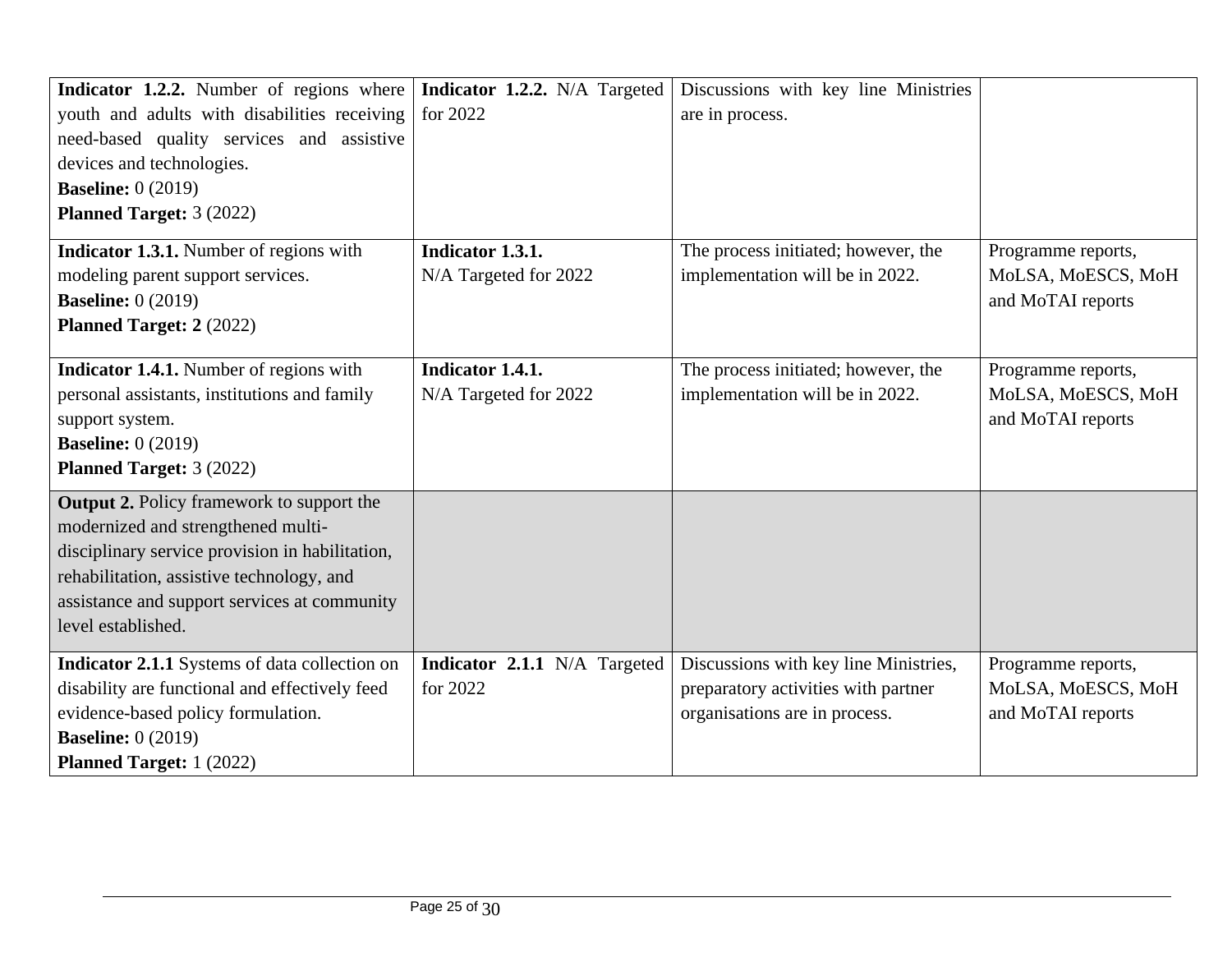| | | | |
|---|---|---|---|
| **Indicator 1.2.2.** Number of regions where youth and adults with disabilities receiving need-based quality services and assistive devices and technologies.<br>**Baseline:** 0 (2019)<br>**Planned Target:** 3 (2022) | **Indicator 1.2.2.** N/A Targeted for 2022 | Discussions with key line Ministries are in process. | |
| **Indicator 1.3.1.** Number of regions with modeling parent support services.<br>**Baseline:** 0 (2019)<br>**Planned Target: 2** (2022) | **Indicator 1.3.1.**<br>N/A Targeted for 2022 | The process initiated; however, the implementation will be in 2022. | Programme reports, MoLSA, MoESCS, MoH and MoTAI reports |
| **Indicator 1.4.1.** Number of regions with personal assistants, institutions and family support system.<br>**Baseline:** 0 (2019)<br>**Planned Target:** 3 (2022) | **Indicator 1.4.1.**<br>N/A Targeted for 2022 | The process initiated; however, the implementation will be in 2022. | Programme reports, MoLSA, MoESCS, MoH and MoTAI reports |
| **Output 2.** Policy framework to support the modernized and strengthened multi-disciplinary service provision in habilitation, rehabilitation, assistive technology, and assistance and support services at community level established. | | | |
| **Indicator 2.1.1** Systems of data collection on disability are functional and effectively feed evidence-based policy formulation.<br>**Baseline:** 0 (2019)<br>**Planned Target:** 1 (2022) | **Indicator 2.1.1** N/A Targeted for 2022 | Discussions with key line Ministries, preparatory activities with partner organisations are in process. | Programme reports, MoLSA, MoESCS, MoH and MoTAI reports |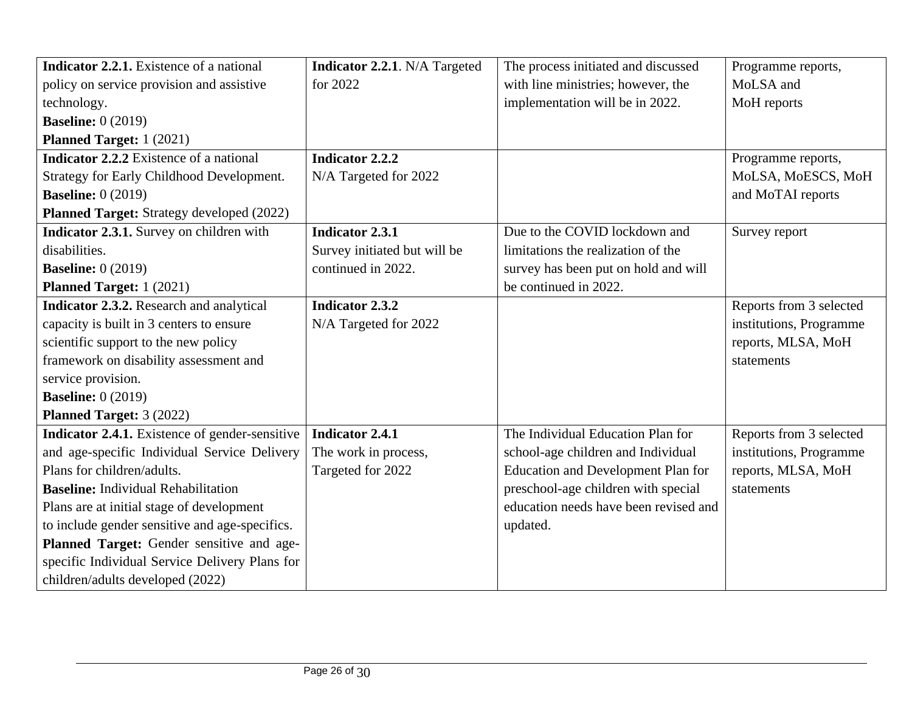| **Indicator 2.2.1.** Existence of a national policy on service provision and assistive technology.<br>**Baseline:** 0 (2019)<br>**Planned Target:** 1 (2021) | **Indicator 2.2.1**. N/A Targeted for 2022 | The process initiated and discussed with line ministries; however, the implementation will be in 2022. | Programme reports, MoLSA and MoH reports |
|---|---|---|---|
| **Indicator 2.2.2** Existence of a national Strategy for Early Childhood Development.<br>**Baseline:** 0 (2019)<br>**Planned Target:** Strategy developed (2022) | **Indicator 2.2.2**<br>N/A Targeted for 2022 | | Programme reports, MoLSA, MoESCS, MoH and MoTAI reports |
| **Indicator 2.3.1.** Survey on children with disabilities.<br>**Baseline:** 0 (2019)<br>**Planned Target:** 1 (2021) | **Indicator 2.3.1**<br>Survey initiated but will be continued in 2022. | Due to the COVID lockdown and limitations the realization of the survey has been put on hold and will be continued in 2022. | Survey report |
| **Indicator 2.3.2.** Research and analytical capacity is built in 3 centers to ensure scientific support to the new policy framework on disability assessment and service provision.<br>**Baseline:** 0 (2019)<br>**Planned Target:** 3 (2022) | **Indicator 2.3.2**<br>N/A Targeted for 2022 | | Reports from 3 selected institutions, Programme reports, MLSA, MoH statements |
| **Indicator 2.4.1.** Existence of gender-sensitive and age-specific Individual Service Delivery Plans for children/adults.<br>**Baseline:** Individual Rehabilitation Plans are at initial stage of development to include gender sensitive and age-specifics.<br>**Planned Target:** Gender sensitive and age-specific Individual Service Delivery Plans for children/adults developed (2022) | **Indicator 2.4.1**<br>The work in process, Targeted for 2022 | The Individual Education Plan for school-age children and Individual Education and Development Plan for preschool-age children with special education needs have been revised and updated. | Reports from 3 selected institutions, Programme reports, MLSA, MoH statements |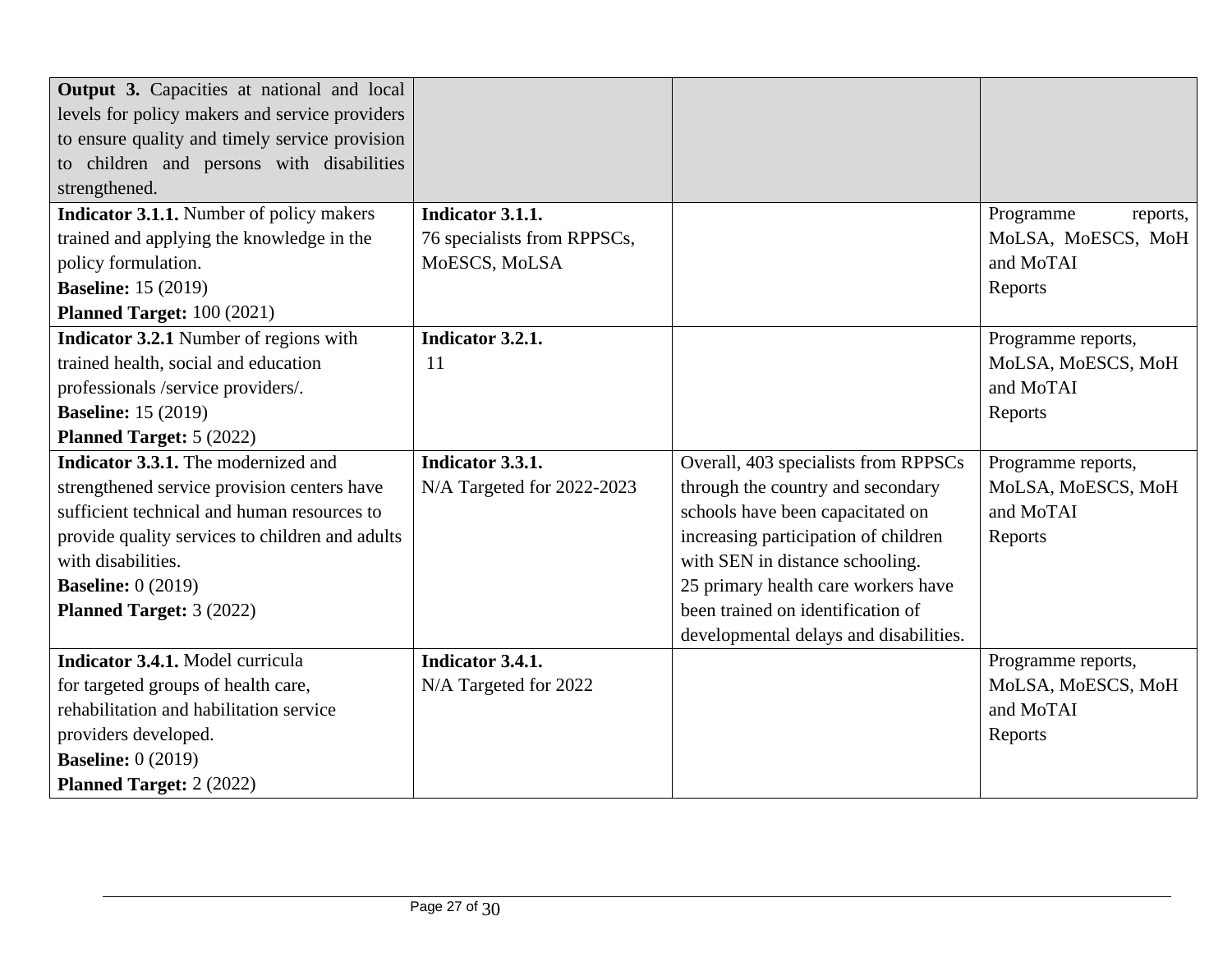| **Output 3.** Capacities at national and local levels for policy makers and service providers to ensure quality and timely service provision to children and persons with disabilities strengthened. | | | |
|---|---|---|---|
| **Indicator 3.1.1.** Number of policy makers trained and applying the knowledge in the policy formulation.<br>**Baseline:** 15 (2019)<br>**Planned Target:** 100 (2021) | **Indicator 3.1.1.**<br>76 specialists from RPPSCs, MoESCS, MoLSA | | Programme reports, MoLSA, MoESCS, MoH and MoTAI<br>Reports |
| **Indicator 3.2.1** Number of regions with trained health, social and education professionals /service providers/.<br>**Baseline:** 15 (2019)<br>**Planned Target:** 5 (2022) | **Indicator 3.2.1.**<br>11 | | Programme reports, MoLSA, MoESCS, MoH and MoTAI<br>Reports |
| **Indicator 3.3.1.** The modernized and strengthened service provision centers have sufficient technical and human resources to provide quality services to children and adults with disabilities.<br>**Baseline:** 0 (2019)<br>**Planned Target:** 3 (2022) | **Indicator 3.3.1.**<br>N/A Targeted for 2022-2023 | Overall, 403 specialists from RPPSCs through the country and secondary schools have been capacitated on increasing participation of children with SEN in distance schooling.<br>25 primary health care workers have been trained on identification of developmental delays and disabilities. | Programme reports, MoLSA, MoESCS, MoH and MoTAI<br>Reports |
| **Indicator 3.4.1.** Model curricula for targeted groups of health care, rehabilitation and habilitation service providers developed.<br>**Baseline:** 0 (2019)<br>**Planned Target:** 2 (2022) | **Indicator 3.4.1.**<br>N/A Targeted for 2022 | | Programme reports, MoLSA, MoESCS, MoH and MoTAI<br>Reports |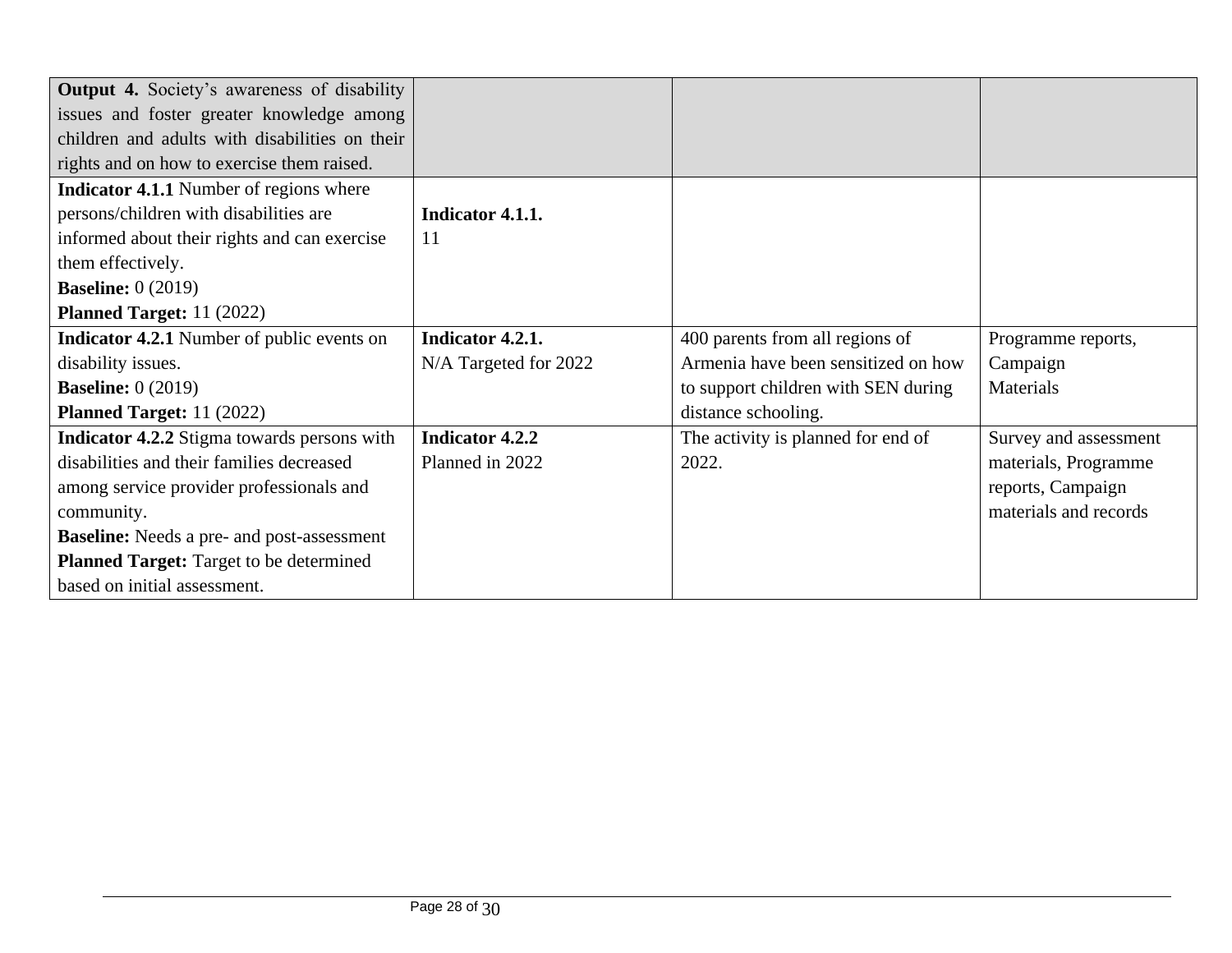| **Output 4.** Society's awareness of disability issues and foster greater knowledge among children and adults with disabilities on their rights and on how to exercise them raised. | | | |
|---|---|---|---|
| **Indicator 4.1.1** Number of regions where persons/children with disabilities are informed about their rights and can exercise them effectively.<br>**Baseline:** 0 (2019)<br>**Planned Target:** 11 (2022) | **Indicator 4.1.1.**<br>11 | | |
| **Indicator 4.2.1** Number of public events on disability issues.<br>**Baseline:** 0 (2019)<br>**Planned Target:** 11 (2022) | **Indicator 4.2.1.**<br>N/A Targeted for 2022 | 400 parents from all regions of Armenia have been sensitized on how to support children with SEN during distance schooling. | Programme reports, Campaign Materials |
| **Indicator 4.2.2** Stigma towards persons with disabilities and their families decreased among service provider professionals and community.<br>**Baseline:** Needs a pre- and post-assessment<br>**Planned Target:** Target to be determined based on initial assessment. | **Indicator 4.2.2**<br>Planned in 2022 | The activity is planned for end of 2022. | Survey and assessment materials, Programme reports, Campaign materials and records |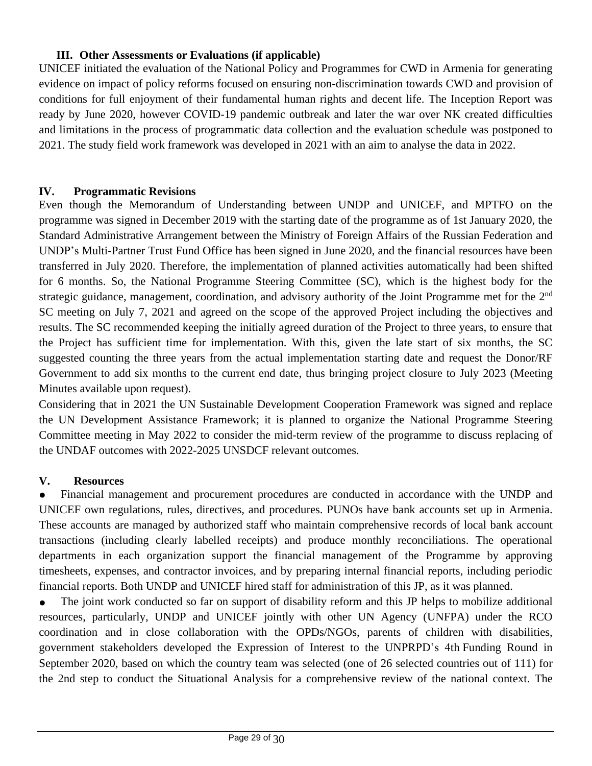## III. Other Assessments or Evaluations (if applicable)

UNICEF initiated the evaluation of the National Policy and Programmes for CWD in Armenia for generating evidence on impact of policy reforms focused on ensuring non-discrimination towards CWD and provision of conditions for full enjoyment of their fundamental human rights and decent life. The Inception Report was ready by June 2020, however COVID-19 pandemic outbreak and later the war over NK created difficulties and limitations in the process of programmatic data collection and the evaluation schedule was postponed to 2021. The study field work framework was developed in 2021 with an aim to analyse the data in 2022.

## IV. Programmatic Revisions

Even though the Memorandum of Understanding between UNDP and UNICEF, and MPTFO on the programme was signed in December 2019 with the starting date of the programme as of 1st January 2020, the Standard Administrative Arrangement between the Ministry of Foreign Affairs of the Russian Federation and UNDP's Multi-Partner Trust Fund Office has been signed in June 2020, and the financial resources have been transferred in July 2020. Therefore, the implementation of planned activities automatically had been shifted for 6 months. So, the National Programme Steering Committee (SC), which is the highest body for the strategic guidance, management, coordination, and advisory authority of the Joint Programme met for the 2nd SC meeting on July 7, 2021 and agreed on the scope of the approved Project including the objectives and results. The SC recommended keeping the initially agreed duration of the Project to three years, to ensure that the Project has sufficient time for implementation. With this, given the late start of six months, the SC suggested counting the three years from the actual implementation starting date and request the Donor/RF Government to add six months to the current end date, thus bringing project closure to July 2023 (Meeting Minutes available upon request).

Considering that in 2021 the UN Sustainable Development Cooperation Framework was signed and replace the UN Development Assistance Framework; it is planned to organize the National Programme Steering Committee meeting in May 2022 to consider the mid-term review of the programme to discuss replacing of the UNDAF outcomes with 2022-2025 UNSDCF relevant outcomes.

## V. Resources

- Financial management and procurement procedures are conducted in accordance with the UNDP and UNICEF own regulations, rules, directives, and procedures. PUNOs have bank accounts set up in Armenia. These accounts are managed by authorized staff who maintain comprehensive records of local bank account transactions (including clearly labelled receipts) and produce monthly reconciliations. The operational departments in each organization support the financial management of the Programme by approving timesheets, expenses, and contractor invoices, and by preparing internal financial reports, including periodic financial reports. Both UNDP and UNICEF hired staff for administration of this JP, as it was planned.
- The joint work conducted so far on support of disability reform and this JP helps to mobilize additional resources, particularly, UNDP and UNICEF jointly with other UN Agency (UNFPA) under the RCO coordination and in close collaboration with the OPDs/NGOs, parents of children with disabilities, government stakeholders developed the Expression of Interest to the UNPRPD's 4th Funding Round in September 2020, based on which the country team was selected (one of 26 selected countries out of 111) for the 2nd step to conduct the Situational Analysis for a comprehensive review of the national context. The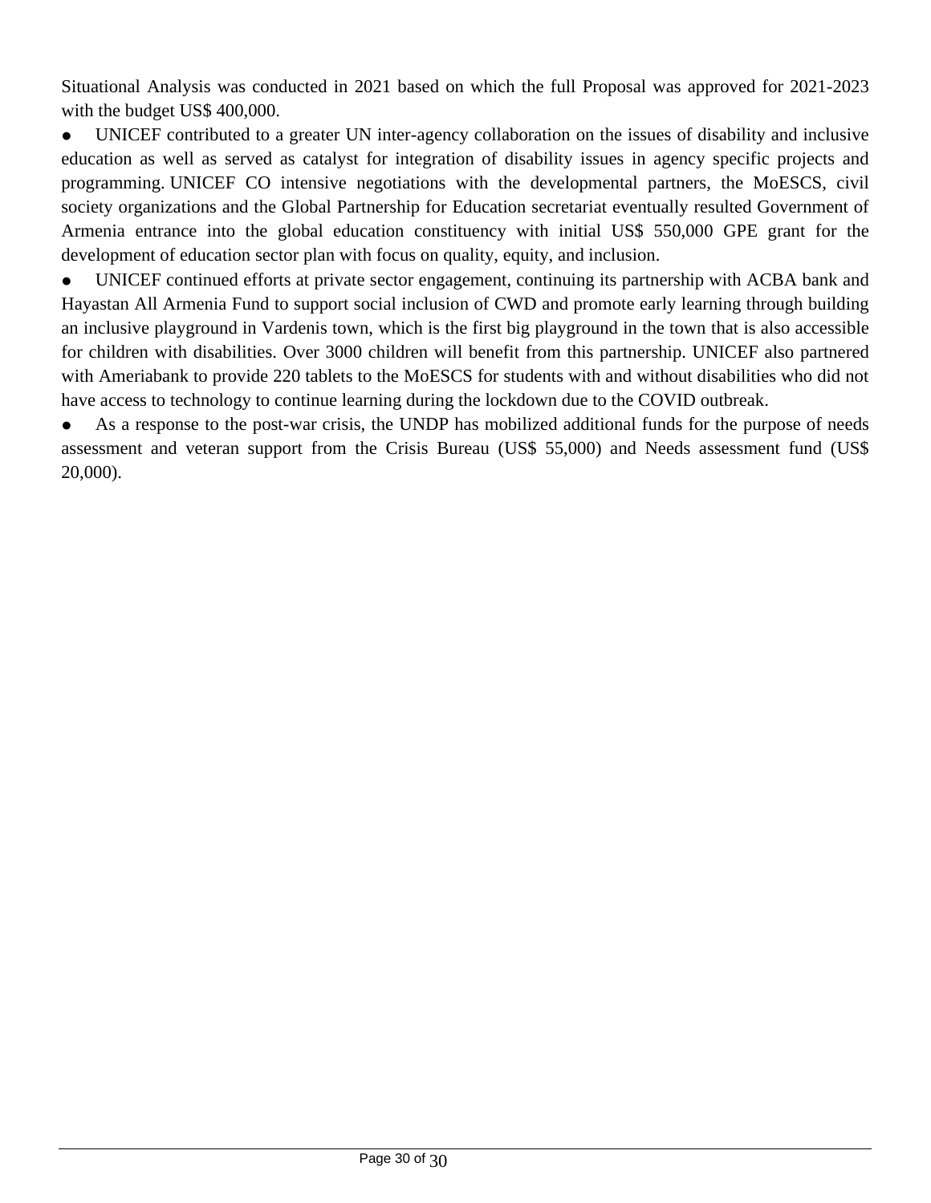Situational Analysis was conducted in 2021 based on which the full Proposal was approved for 2021-2023 with the budget US$ 400,000.

- UNICEF contributed to a greater UN inter-agency collaboration on the issues of disability and inclusive education as well as served as catalyst for integration of disability issues in agency specific projects and programming. UNICEF CO intensive negotiations with the developmental partners, the MoESCS, civil society organizations and the Global Partnership for Education secretariat eventually resulted Government of Armenia entrance into the global education constituency with initial US$ 550,000 GPE grant for the development of education sector plan with focus on quality, equity, and inclusion.
- UNICEF continued efforts at private sector engagement, continuing its partnership with ACBA bank and Hayastan All Armenia Fund to support social inclusion of CWD and promote early learning through building an inclusive playground in Vardenis town, which is the first big playground in the town that is also accessible for children with disabilities. Over 3000 children will benefit from this partnership. UNICEF also partnered with Ameriabank to provide 220 tablets to the MoESCS for students with and without disabilities who did not have access to technology to continue learning during the lockdown due to the COVID outbreak.
- As a response to the post-war crisis, the UNDP has mobilized additional funds for the purpose of needs assessment and veteran support from the Crisis Bureau (US$ 55,000) and Needs assessment fund (US$ 20,000).